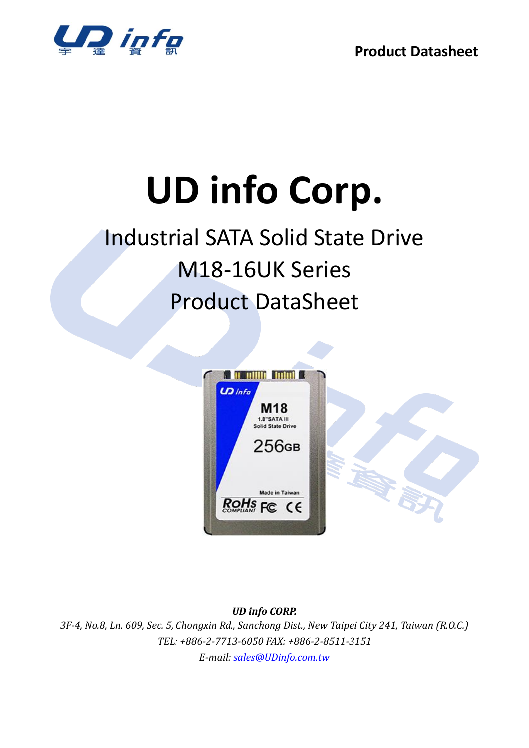Product Datasheet

# UD info Corp.

## Industrial SATA Solid State Drive
## M18-16UK Series
## Product DataSheet

***UD info CORP.***

*3F-4, No.8, Ln. 609, Sec. 5, Chongxin Rd., Sanchong Dist., New Taipei City 241, Taiwan (R.O.C.)*

*TEL: +886-2-7713-6050 FAX: +886-2-8511-3151*

*E-mail: sales@UDinfo.com.tw*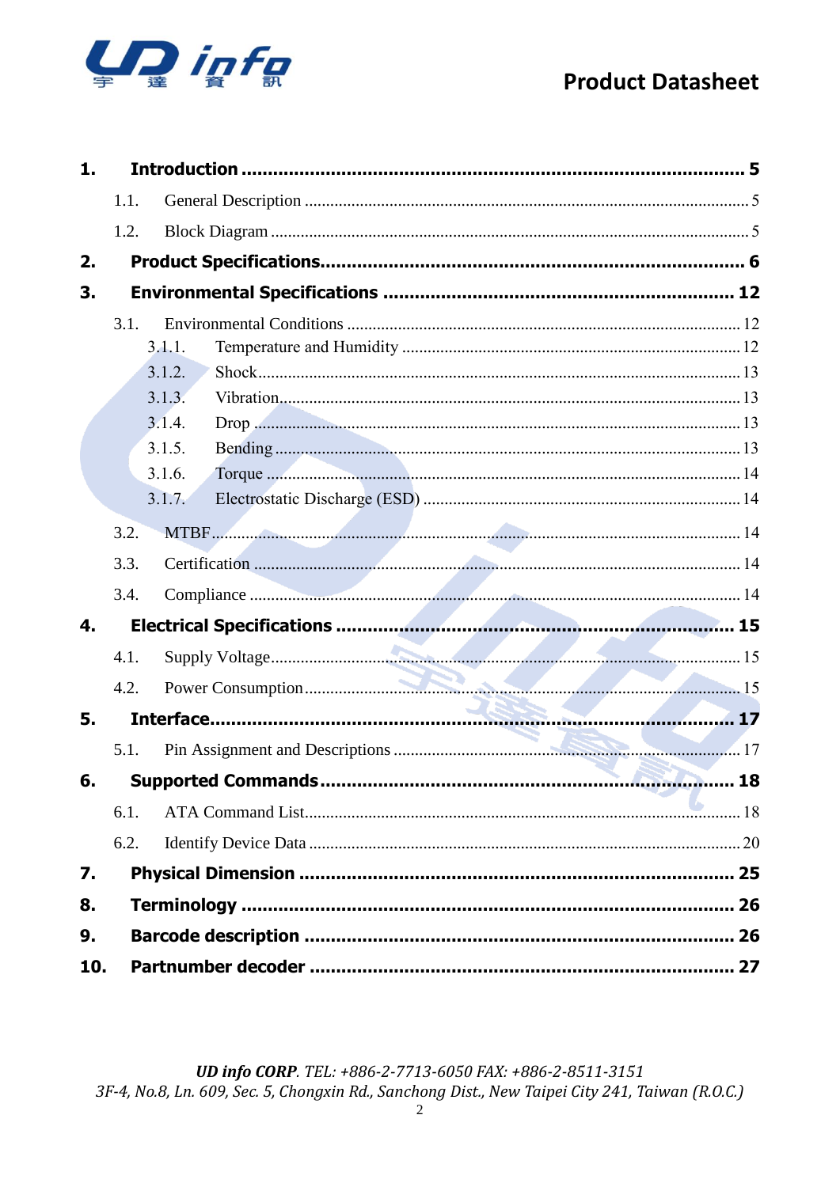1. **Introduction** ........................................................................................ **5**
   - 1.1. General Description ........................................................................ 5
   - 1.2. Block Diagram ................................................................................ 5
2. **Product Specifications** ......................................................................... **6**
3. **Environmental Specifications** ............................................................ **12**
   - 3.1. Environmental Conditions ................................................................ 12
     - 3.1.1. Temperature and Humidity ......................................................... 12
     - 3.1.2. Shock ........................................................................................ 13
     - 3.1.3. Vibration .................................................................................... 13
     - 3.1.4. Drop .......................................................................................... 13
     - 3.1.5. Bending ...................................................................................... 13
     - 3.1.6. Torque ....................................................................................... 14
     - 3.1.7. Electrostatic Discharge (ESD) ..................................................... 14
   - 3.2. MTBF ............................................................................................. 14
   - 3.3. Certification ................................................................................... 14
   - 3.4. Compliance .................................................................................... 14
4. **Electrical Specifications** ...................................................................... **15**
   - 4.1. Supply Voltage ............................................................................... 15
   - 4.2. Power Consumption ........................................................................ 15
5. **Interface** ............................................................................................. **17**
   - 5.1. Pin Assignment and Descriptions .................................................... 17
6. **Supported Commands** ......................................................................... **18**
   - 6.1. ATA Command List ......................................................................... 18
   - 6.2. Identify Device Data ....................................................................... 20
7. **Physical Dimension** ............................................................................. **25**
8. **Terminology** ....................................................................................... **26**
9. **Barcode description** ........................................................................... **26**
10. **Partnumber decoder** ......................................................................... **27**

***UD info CORP***. *TEL: +886-2-7713-6050 FAX: +886-2-8511-3151*
*3F-4, No.8, Ln. 609, Sec. 5, Chongxin Rd., Sanchong Dist., New Taipei City 241, Taiwan (R.O.C.)*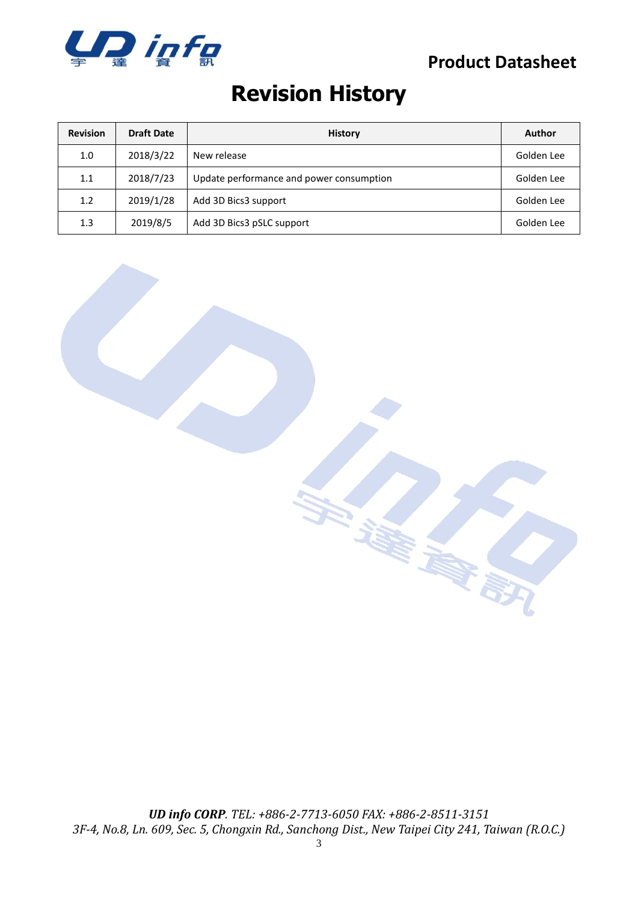# Revision History

| Revision | Draft Date | History | Author |
|---|---|---|---|
| 1.0 | 2018/3/22 | New release | Golden Lee |
| 1.1 | 2018/7/23 | Update performance and power consumption | Golden Lee |
| 1.2 | 2019/1/28 | Add 3D Bics3 support | Golden Lee |
| 1.3 | 2019/8/5 | Add 3D Bics3 pSLC support | Golden Lee |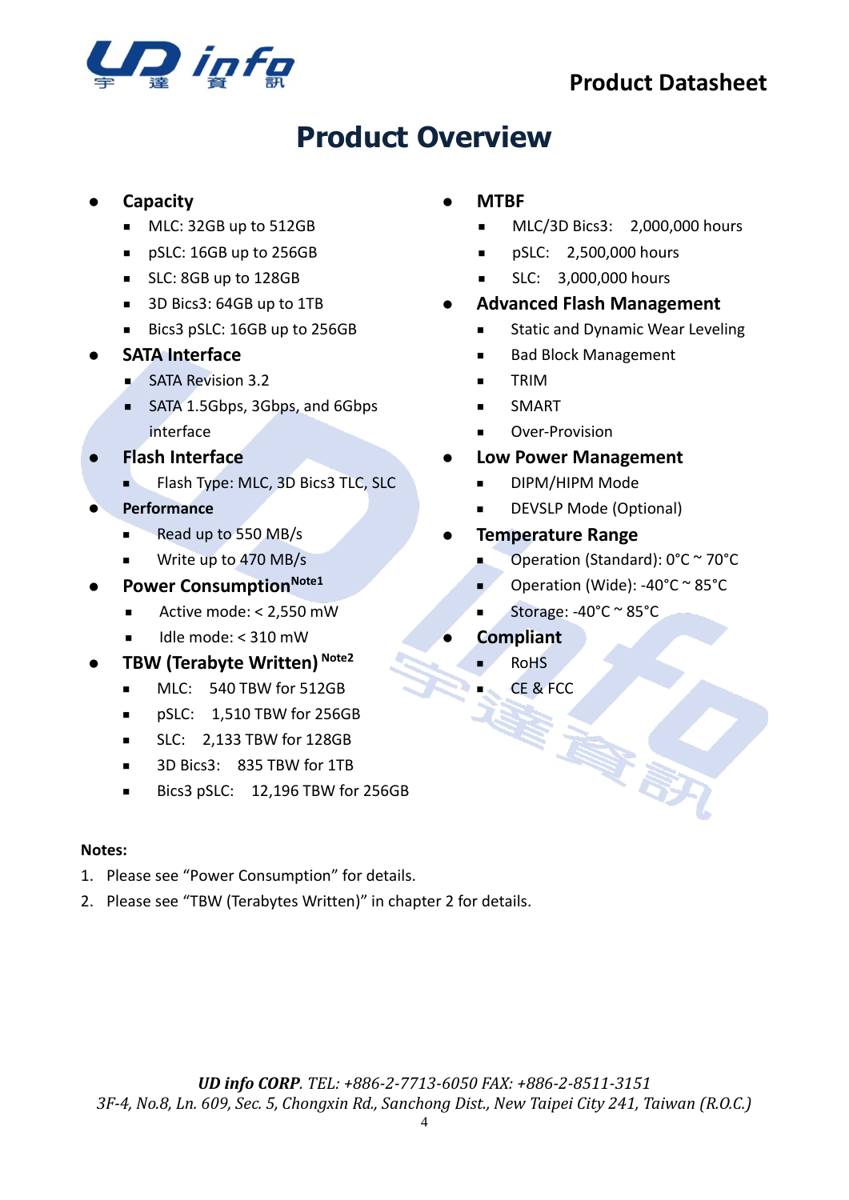# Product Overview

- **Capacity**
  - MLC: 32GB up to 512GB
  - pSLC: 16GB up to 256GB
  - SLC: 8GB up to 128GB
  - 3D Bics3: 64GB up to 1TB
  - Bics3 pSLC: 16GB up to 256GB
- **SATA Interface**
  - SATA Revision 3.2
  - SATA 1.5Gbps, 3Gbps, and 6Gbps interface
- **Flash Interface**
  - Flash Type: MLC, 3D Bics3 TLC, SLC
- **Performance**
  - Read up to 550 MB/s
  - Write up to 470 MB/s
- **Power Consumption**[Note1]
  - Active mode: < 2,550 mW
  - Idle mode: < 310 mW
- **TBW (Terabyte Written)** [Note2]
  - MLC: 540 TBW for 512GB
  - pSLC: 1,510 TBW for 256GB
  - SLC: 2,133 TBW for 128GB
  - 3D Bics3: 835 TBW for 1TB
  - Bics3 pSLC: 12,196 TBW for 256GB
- **MTBF**
  - MLC/3D Bics3: 2,000,000 hours
  - pSLC: 2,500,000 hours
  - SLC: 3,000,000 hours
- **Advanced Flash Management**
  - Static and Dynamic Wear Leveling
  - Bad Block Management
  - TRIM
  - SMART
  - Over-Provision
- **Low Power Management**
  - DIPM/HIPM Mode
  - DEVSLP Mode (Optional)
- **Temperature Range**
  - Operation (Standard): 0°C ~ 70°C
  - Operation (Wide): -40°C ~ 85°C
  - Storage: -40°C ~ 85°C
- **Compliant**
  - RoHS
  - CE & FCC

**Notes:**

1. Please see "Power Consumption" for details.
2. Please see "TBW (Terabytes Written)" in chapter 2 for details.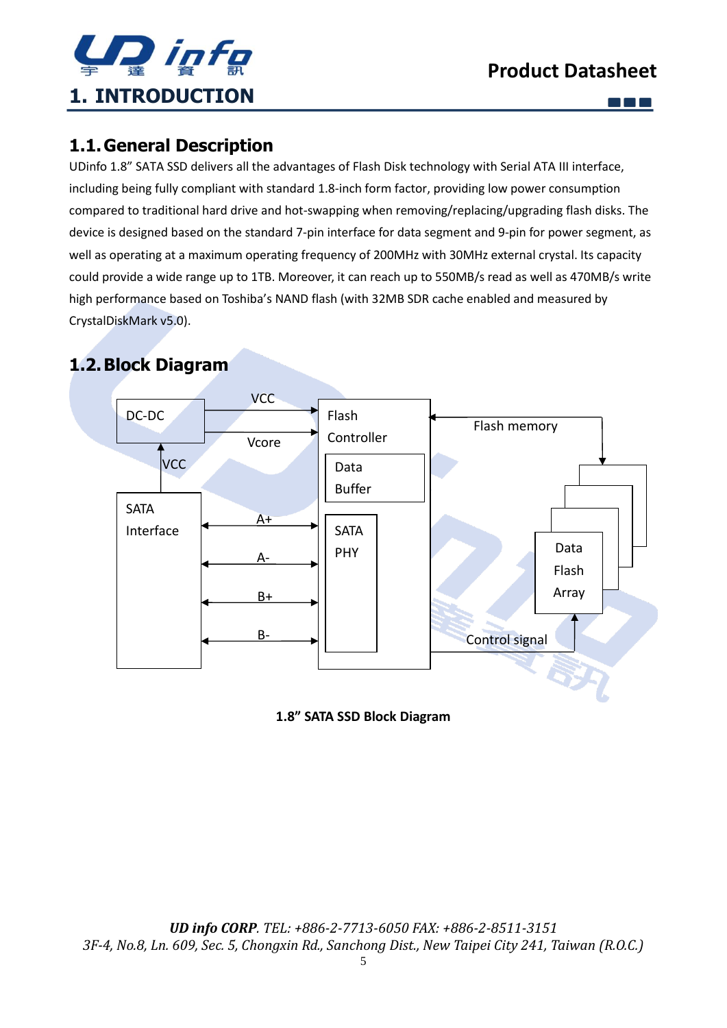# 1. INTRODUCTION

## 1.1. General Description

UDinfo 1.8” SATA SSD delivers all the advantages of Flash Disk technology with Serial ATA III interface, including being fully compliant with standard 1.8-inch form factor, providing low power consumption compared to traditional hard drive and hot-swapping when removing/replacing/upgrading flash disks. The device is designed based on the standard 7-pin interface for data segment and 9-pin for power segment, as well as operating at a maximum operating frequency of 200MHz with 30MHz external crystal. Its capacity could provide a wide range up to 1TB. Moreover, it can reach up to 550MB/s read as well as 470MB/s write high performance based on Toshiba’s NAND flash (with 32MB SDR cache enabled and measured by CrystalDiskMark v5.0).

## 1.2. Block Diagram

DC-DC

VCC

Vcore

VCC

Flash Controller

Data Buffer

SATA PHY

Flash memory

SATA Interface

A+

A-

B+

B-

Data Flash Array

Control signal

**1.8” SATA SSD Block Diagram**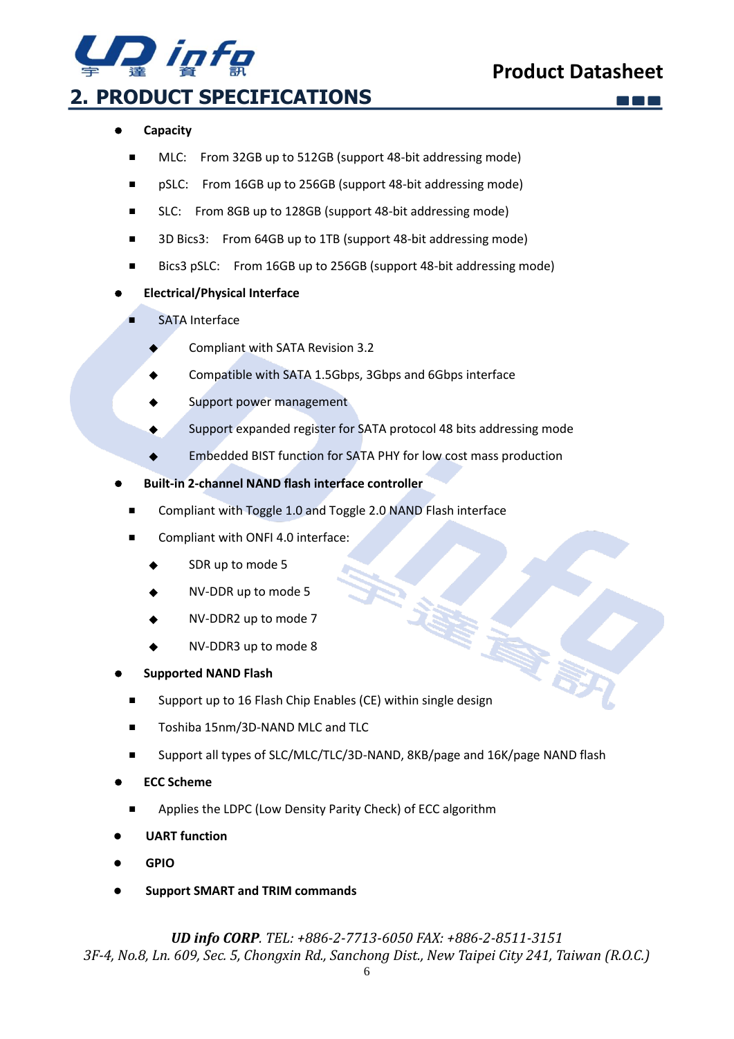## 2. PRODUCT SPECIFICATIONS

- **Capacity**
  - MLC: From 32GB up to 512GB (support 48-bit addressing mode)
  - pSLC: From 16GB up to 256GB (support 48-bit addressing mode)
  - SLC: From 8GB up to 128GB (support 48-bit addressing mode)
  - 3D Bics3: From 64GB up to 1TB (support 48-bit addressing mode)
  - Bics3 pSLC: From 16GB up to 256GB (support 48-bit addressing mode)
- **Electrical/Physical Interface**
  - SATA Interface
    - Compliant with SATA Revision 3.2
    - Compatible with SATA 1.5Gbps, 3Gbps and 6Gbps interface
    - Support power management
    - Support expanded register for SATA protocol 48 bits addressing mode
    - Embedded BIST function for SATA PHY for low cost mass production
- **Built-in 2-channel NAND flash interface controller**
  - Compliant with Toggle 1.0 and Toggle 2.0 NAND Flash interface
  - Compliant with ONFI 4.0 interface:
    - SDR up to mode 5
    - NV-DDR up to mode 5
    - NV-DDR2 up to mode 7
    - NV-DDR3 up to mode 8
- **Supported NAND Flash**
  - Support up to 16 Flash Chip Enables (CE) within single design
  - Toshiba 15nm/3D-NAND MLC and TLC
  - Support all types of SLC/MLC/TLC/3D-NAND, 8KB/page and 16K/page NAND flash
- **ECC Scheme**
  - Applies the LDPC (Low Density Parity Check) of ECC algorithm
- **UART function**
- **GPIO**
- **Support SMART and TRIM commands**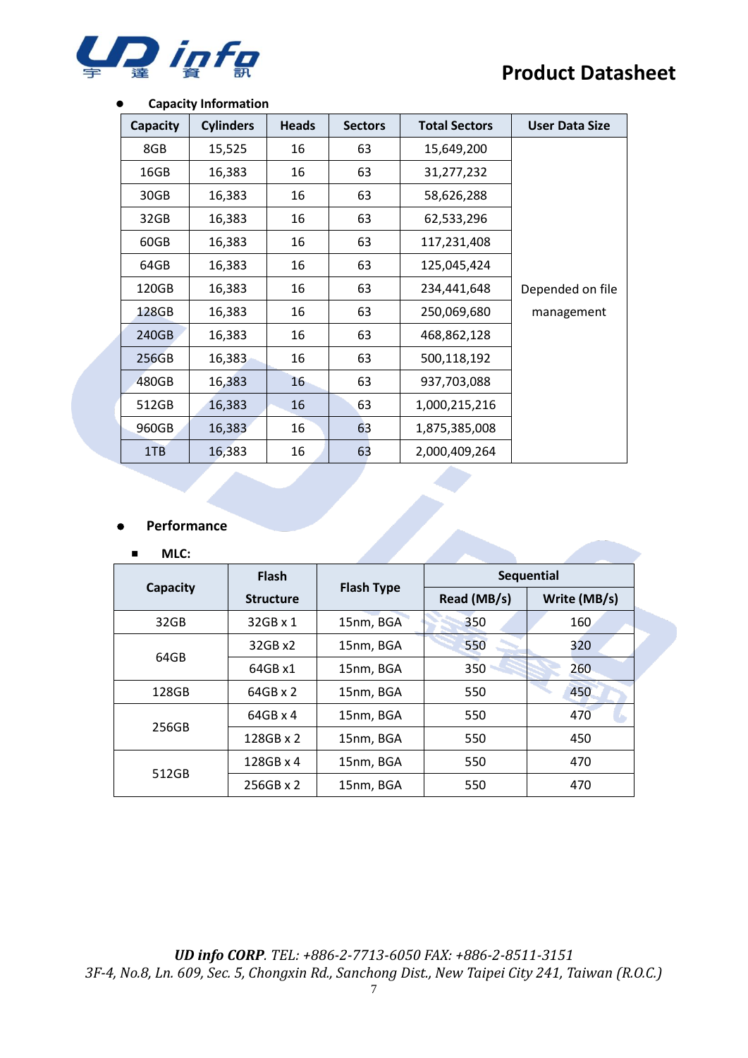- **Capacity Information**

| Capacity | Cylinders | Heads | Sectors | Total Sectors | User Data Size |
|---|---|---|---|---|---|
| 8GB | 15,525 | 16 | 63 | 15,649,200 | Depended on file management |
| 16GB | 16,383 | 16 | 63 | 31,277,232 | |
| 30GB | 16,383 | 16 | 63 | 58,626,288 | |
| 32GB | 16,383 | 16 | 63 | 62,533,296 | |
| 60GB | 16,383 | 16 | 63 | 117,231,408 | |
| 64GB | 16,383 | 16 | 63 | 125,045,424 | |
| 120GB | 16,383 | 16 | 63 | 234,441,648 | |
| 128GB | 16,383 | 16 | 63 | 250,069,680 | |
| 240GB | 16,383 | 16 | 63 | 468,862,128 | |
| 256GB | 16,383 | 16 | 63 | 500,118,192 | |
| 480GB | 16,383 | 16 | 63 | 937,703,088 | |
| 512GB | 16,383 | 16 | 63 | 1,000,215,216 | |
| 960GB | 16,383 | 16 | 63 | 1,875,385,008 | |
| 1TB | 16,383 | 16 | 63 | 2,000,409,264 | |

- **Performance**

  - **MLC:**

| Capacity | Flash Structure | Flash Type | Sequential | |
|---|---|---|---|---|
| | | | Read (MB/s) | Write (MB/s) |
| 32GB | 32GB x 1 | 15nm, BGA | 350 | 160 |
| 64GB | 32GB x2 | 15nm, BGA | 550 | 320 |
| | 64GB x1 | 15nm, BGA | 350 | 260 |
| 128GB | 64GB x 2 | 15nm, BGA | 550 | 450 |
| 256GB | 64GB x 4 | 15nm, BGA | 550 | 470 |
| | 128GB x 2 | 15nm, BGA | 550 | 450 |
| 512GB | 128GB x 4 | 15nm, BGA | 550 | 470 |
| | 256GB x 2 | 15nm, BGA | 550 | 470 |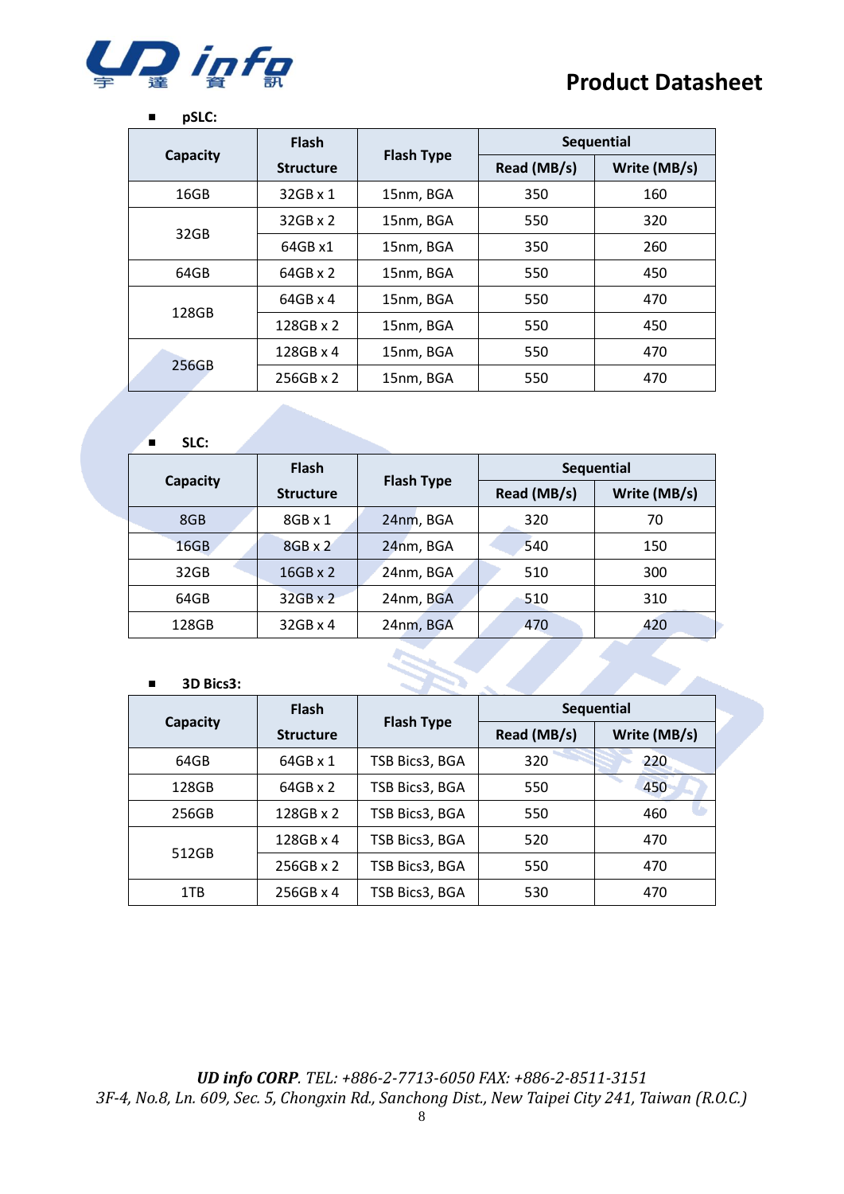- **pSLC:**

| Capacity | Flash Structure | Flash Type | Sequential | |
|---|---|---|---|---|
| | | | Read (MB/s) | Write (MB/s) |
| 16GB | 32GB x 1 | 15nm, BGA | 350 | 160 |
| 32GB | 32GB x 2 | 15nm, BGA | 550 | 320 |
| | 64GB x1 | 15nm, BGA | 350 | 260 |
| 64GB | 64GB x 2 | 15nm, BGA | 550 | 450 |
| 128GB | 64GB x 4 | 15nm, BGA | 550 | 470 |
| | 128GB x 2 | 15nm, BGA | 550 | 450 |
| 256GB | 128GB x 4 | 15nm, BGA | 550 | 470 |
| | 256GB x 2 | 15nm, BGA | 550 | 470 |

- **SLC:**

| Capacity | Flash Structure | Flash Type | Sequential | |
|---|---|---|---|---|
| | | | Read (MB/s) | Write (MB/s) |
| 8GB | 8GB x 1 | 24nm, BGA | 320 | 70 |
| 16GB | 8GB x 2 | 24nm, BGA | 540 | 150 |
| 32GB | 16GB x 2 | 24nm, BGA | 510 | 300 |
| 64GB | 32GB x 2 | 24nm, BGA | 510 | 310 |
| 128GB | 32GB x 4 | 24nm, BGA | 470 | 420 |

- **3D Bics3:**

| Capacity | Flash Structure | Flash Type | Sequential | |
|---|---|---|---|---|
| | | | Read (MB/s) | Write (MB/s) |
| 64GB | 64GB x 1 | TSB Bics3, BGA | 320 | 220 |
| 128GB | 64GB x 2 | TSB Bics3, BGA | 550 | 450 |
| 256GB | 128GB x 2 | TSB Bics3, BGA | 550 | 460 |
| 512GB | 128GB x 4 | TSB Bics3, BGA | 520 | 470 |
| | 256GB x 2 | TSB Bics3, BGA | 550 | 470 |
| 1TB | 256GB x 4 | TSB Bics3, BGA | 530 | 470 |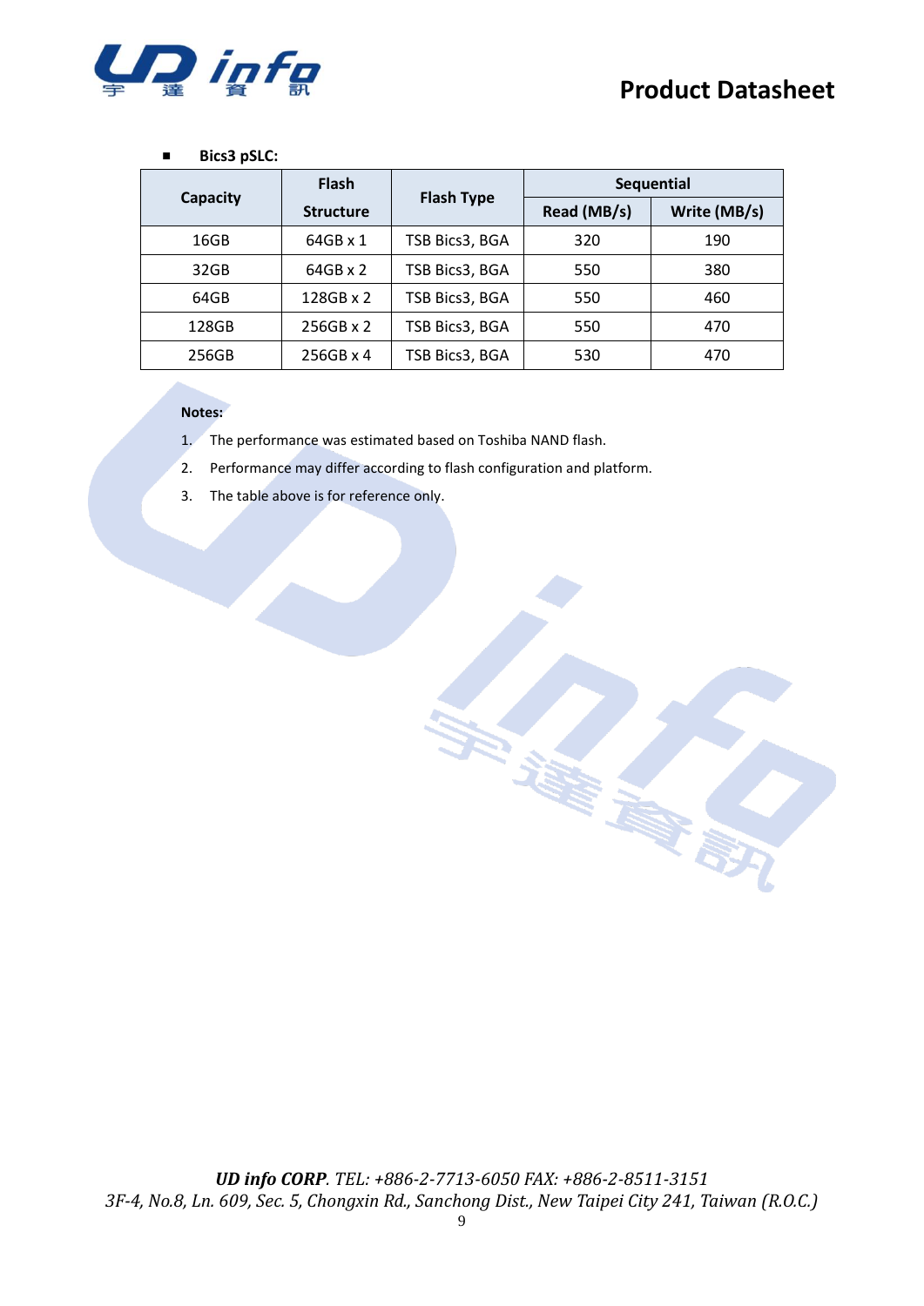- **Bics3 pSLC:**

| Capacity | Flash Structure | Flash Type | Sequential | |
|---|---|---|---|---|
| | | | Read (MB/s) | Write (MB/s) |
| 16GB | 64GB x 1 | TSB Bics3, BGA | 320 | 190 |
| 32GB | 64GB x 2 | TSB Bics3, BGA | 550 | 380 |
| 64GB | 128GB x 2 | TSB Bics3, BGA | 550 | 460 |
| 128GB | 256GB x 2 | TSB Bics3, BGA | 550 | 470 |
| 256GB | 256GB x 4 | TSB Bics3, BGA | 530 | 470 |

**Notes:**

1. The performance was estimated based on Toshiba NAND flash.
2. Performance may differ according to flash configuration and platform.
3. The table above is for reference only.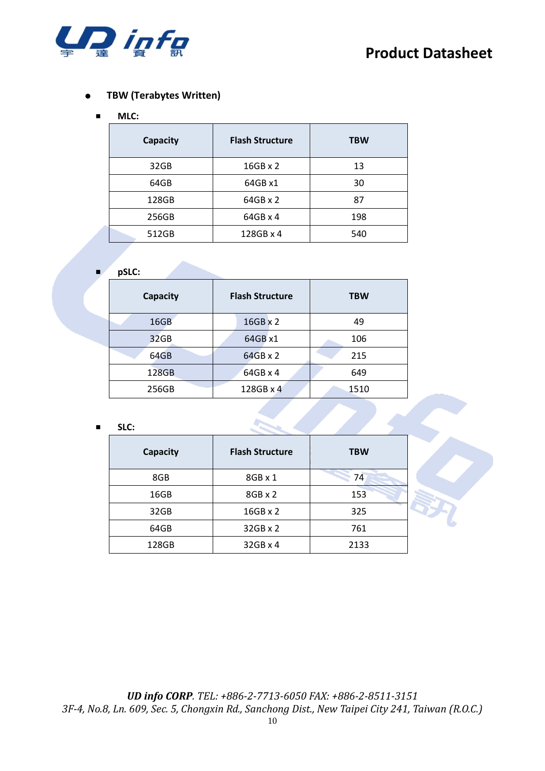- **TBW (Terabytes Written)**

  - **MLC:**

| Capacity | Flash Structure | TBW |
|---|---|---|
| 32GB | 16GB x 2 | 13 |
| 64GB | 64GB x1 | 30 |
| 128GB | 64GB x 2 | 87 |
| 256GB | 64GB x 4 | 198 |
| 512GB | 128GB x 4 | 540 |

  - **pSLC:**

| Capacity | Flash Structure | TBW |
|---|---|---|
| 16GB | 16GB x 2 | 49 |
| 32GB | 64GB x1 | 106 |
| 64GB | 64GB x 2 | 215 |
| 128GB | 64GB x 4 | 649 |
| 256GB | 128GB x 4 | 1510 |

  - **SLC:**

| Capacity | Flash Structure | TBW |
|---|---|---|
| 8GB | 8GB x 1 | 74 |
| 16GB | 8GB x 2 | 153 |
| 32GB | 16GB x 2 | 325 |
| 64GB | 32GB x 2 | 761 |
| 128GB | 32GB x 4 | 2133 |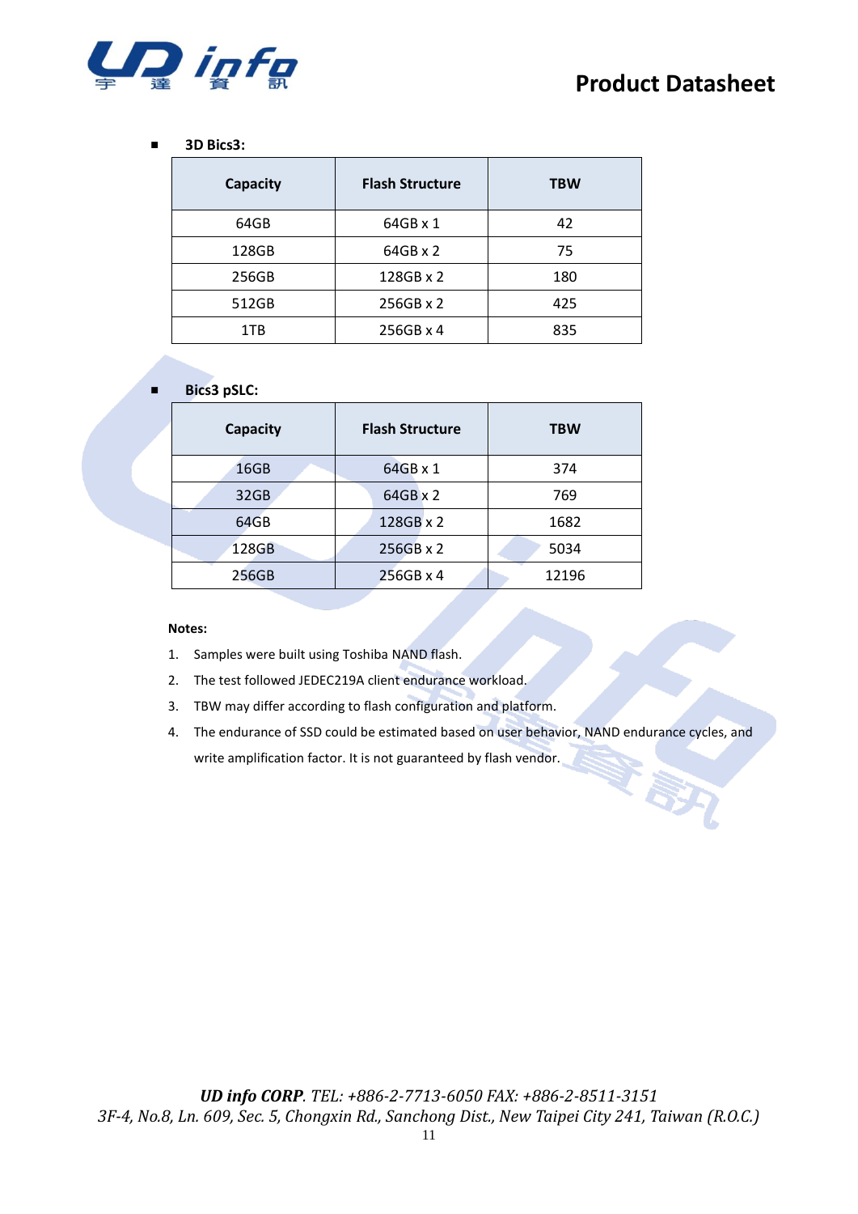- **3D Bics3:**

| Capacity | Flash Structure | TBW |
|---|---|---|
| 64GB | 64GB x 1 | 42 |
| 128GB | 64GB x 2 | 75 |
| 256GB | 128GB x 2 | 180 |
| 512GB | 256GB x 2 | 425 |
| 1TB | 256GB x 4 | 835 |

- **Bics3 pSLC:**

| Capacity | Flash Structure | TBW |
|---|---|---|
| 16GB | 64GB x 1 | 374 |
| 32GB | 64GB x 2 | 769 |
| 64GB | 128GB x 2 | 1682 |
| 128GB | 256GB x 2 | 5034 |
| 256GB | 256GB x 4 | 12196 |

**Notes:**

1. Samples were built using Toshiba NAND flash.
2. The test followed JEDEC219A client endurance workload.
3. TBW may differ according to flash configuration and platform.
4. The endurance of SSD could be estimated based on user behavior, NAND endurance cycles, and write amplification factor. It is not guaranteed by flash vendor.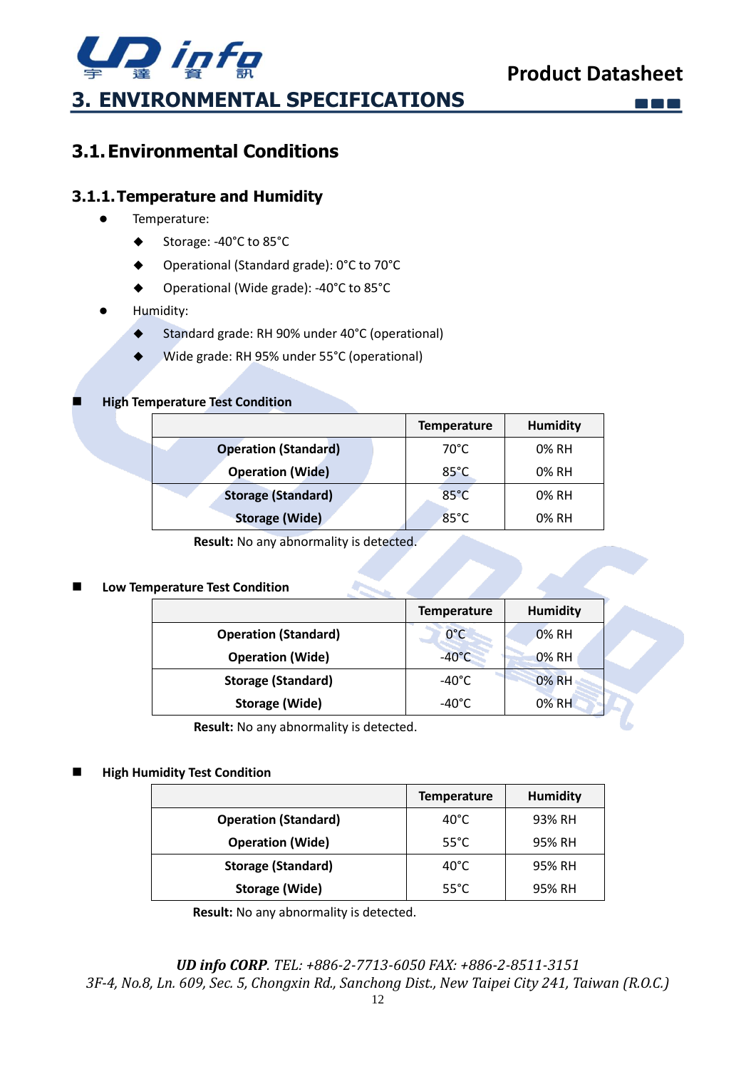# 3. ENVIRONMENTAL SPECIFICATIONS

## 3.1. Environmental Conditions

### 3.1.1. Temperature and Humidity

- Temperature:
  - Storage: -40°C to 85°C
  - Operational (Standard grade): 0°C to 70°C
  - Operational (Wide grade): -40°C to 85°C
- Humidity:
  - Standard grade: RH 90% under 40°C (operational)
  - Wide grade: RH 95% under 55°C (operational)

**High Temperature Test Condition**

| | Temperature | Humidity |
|---|---|---|
| **Operation (Standard)** | 70°C | 0% RH |
| **Operation (Wide)** | 85°C | 0% RH |
| **Storage (Standard)** | 85°C | 0% RH |
| **Storage (Wide)** | 85°C | 0% RH |

**Result:** No any abnormality is detected.

**Low Temperature Test Condition**

| | Temperature | Humidity |
|---|---|---|
| **Operation (Standard)** | 0°C | 0% RH |
| **Operation (Wide)** | -40°C | 0% RH |
| **Storage (Standard)** | -40°C | 0% RH |
| **Storage (Wide)** | -40°C | 0% RH |

**Result:** No any abnormality is detected.

**High Humidity Test Condition**

| | Temperature | Humidity |
|---|---|---|
| **Operation (Standard)** | 40°C | 93% RH |
| **Operation (Wide)** | 55°C | 95% RH |
| **Storage (Standard)** | 40°C | 95% RH |
| **Storage (Wide)** | 55°C | 95% RH |

**Result:** No any abnormality is detected.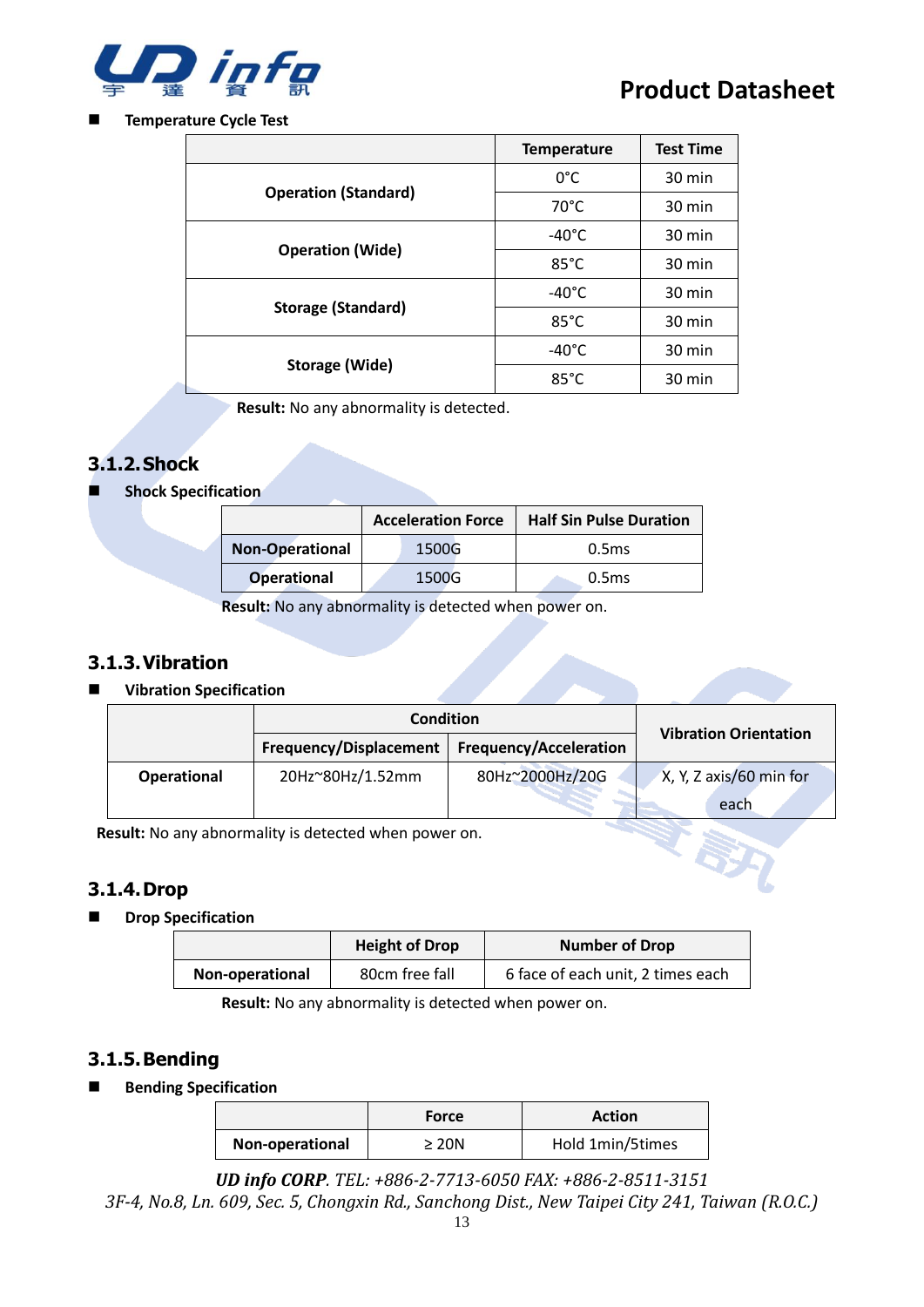- **Temperature Cycle Test**

| | Temperature | Test Time |
|---|---|---|
| Operation (Standard) | 0°C | 30 min |
| | 70°C | 30 min |
| Operation (Wide) | -40°C | 30 min |
| | 85°C | 30 min |
| Storage (Standard) | -40°C | 30 min |
| | 85°C | 30 min |
| Storage (Wide) | -40°C | 30 min |
| | 85°C | 30 min |

**Result:** No any abnormality is detected.

### 3.1.2. Shock

- **Shock Specification**

| | Acceleration Force | Half Sin Pulse Duration |
|---|---|---|
| Non-Operational | 1500G | 0.5ms |
| Operational | 1500G | 0.5ms |

**Result:** No any abnormality is detected when power on.

### 3.1.3. Vibration

- **Vibration Specification**

| | Condition | | Vibration Orientation |
|---|---|---|---|
| | Frequency/Displacement | Frequency/Acceleration | |
| Operational | 20Hz~80Hz/1.52mm | 80Hz~2000Hz/20G | X, Y, Z axis/60 min for each |

**Result:** No any abnormality is detected when power on.

### 3.1.4. Drop

- **Drop Specification**

| | Height of Drop | Number of Drop |
|---|---|---|
| Non-operational | 80cm free fall | 6 face of each unit, 2 times each |

**Result:** No any abnormality is detected when power on.

### 3.1.5. Bending

- **Bending Specification**

| | Force | Action |
|---|---|---|
| Non-operational | ≥ 20N | Hold 1min/5times |

*UD info CORP. TEL: +886-2-7713-6050 FAX: +886-2-8511-3151*
*3F-4, No.8, Ln. 609, Sec. 5, Chongxin Rd., Sanchong Dist., New Taipei City 241, Taiwan (R.O.C.)*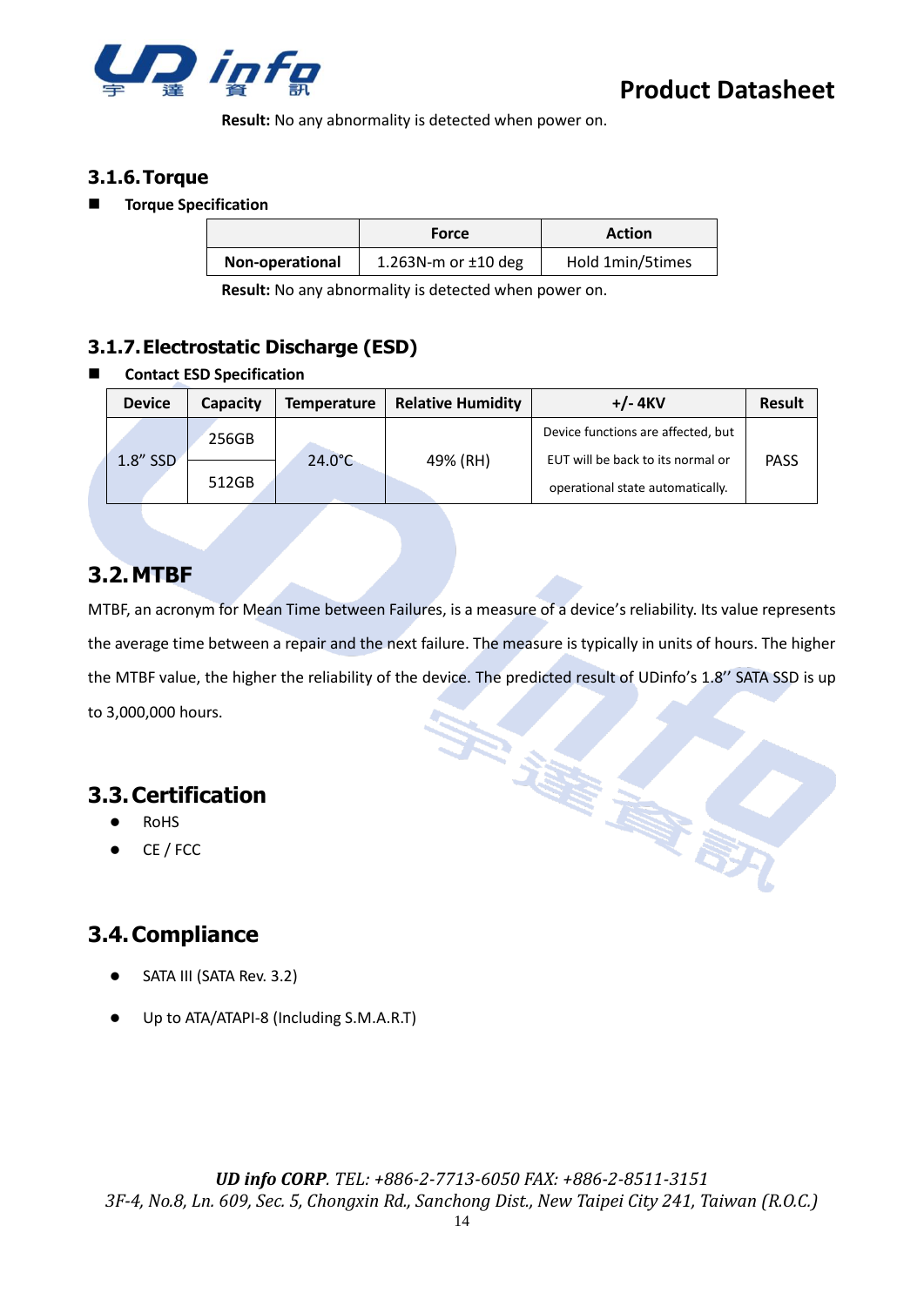**Result:** No any abnormality is detected when power on.

### 3.1.6. Torque

- **Torque Specification**

| | Force | Action |
|---|---|---|
| **Non-operational** | 1.263N-m or ±10 deg | Hold 1min/5times |

**Result:** No any abnormality is detected when power on.

### 3.1.7. Electrostatic Discharge (ESD)

- **Contact ESD Specification**

| Device | Capacity | Temperature | Relative Humidity | +/- 4KV | Result |
|---|---|---|---|---|---|
| 1.8" SSD | 256GB | 24.0°C | 49% (RH) | Device functions are affected, but EUT will be back to its normal or operational state automatically. | PASS |
| | 512GB | | | | |

## 3.2. MTBF

MTBF, an acronym for Mean Time between Failures, is a measure of a device's reliability. Its value represents the average time between a repair and the next failure. The measure is typically in units of hours. The higher the MTBF value, the higher the reliability of the device. The predicted result of UDinfo's 1.8'' SATA SSD is up to 3,000,000 hours.

## 3.3. Certification

- RoHS
- CE / FCC

## 3.4. Compliance

- SATA III (SATA Rev. 3.2)
- Up to ATA/ATAPI-8 (Including S.M.A.R.T)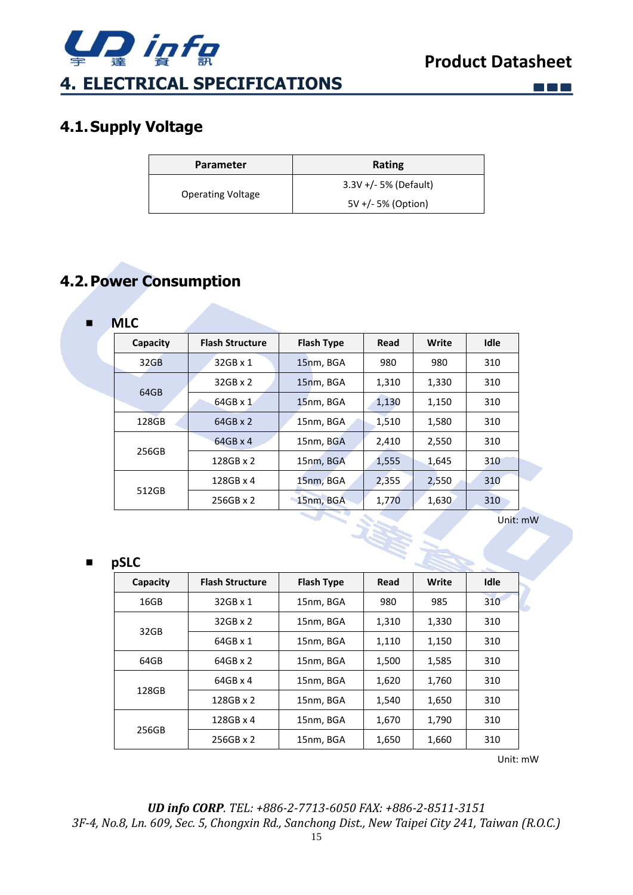# 4. ELECTRICAL SPECIFICATIONS

## 4.1. Supply Voltage

| Parameter | Rating |
|---|---|
| Operating Voltage | 3.3V +/- 5% (Default)<br>5V +/- 5% (Option) |

## 4.2. Power Consumption

- **MLC**

| Capacity | Flash Structure | Flash Type | Read | Write | Idle |
|---|---|---|---|---|---|
| 32GB | 32GB x 1 | 15nm, BGA | 980 | 980 | 310 |
| 64GB | 32GB x 2 | 15nm, BGA | 1,310 | 1,330 | 310 |
| | 64GB x 1 | 15nm, BGA | 1,130 | 1,150 | 310 |
| 128GB | 64GB x 2 | 15nm, BGA | 1,510 | 1,580 | 310 |
| 256GB | 64GB x 4 | 15nm, BGA | 2,410 | 2,550 | 310 |
| | 128GB x 2 | 15nm, BGA | 1,555 | 1,645 | 310 |
| 512GB | 128GB x 4 | 15nm, BGA | 2,355 | 2,550 | 310 |
| | 256GB x 2 | 15nm, BGA | 1,770 | 1,630 | 310 |

Unit: mW

- **pSLC**

| Capacity | Flash Structure | Flash Type | Read | Write | Idle |
|---|---|---|---|---|---|
| 16GB | 32GB x 1 | 15nm, BGA | 980 | 985 | 310 |
| 32GB | 32GB x 2 | 15nm, BGA | 1,310 | 1,330 | 310 |
| | 64GB x 1 | 15nm, BGA | 1,110 | 1,150 | 310 |
| 64GB | 64GB x 2 | 15nm, BGA | 1,500 | 1,585 | 310 |
| 128GB | 64GB x 4 | 15nm, BGA | 1,620 | 1,760 | 310 |
| | 128GB x 2 | 15nm, BGA | 1,540 | 1,650 | 310 |
| 256GB | 128GB x 4 | 15nm, BGA | 1,670 | 1,790 | 310 |
| | 256GB x 2 | 15nm, BGA | 1,650 | 1,660 | 310 |

Unit: mW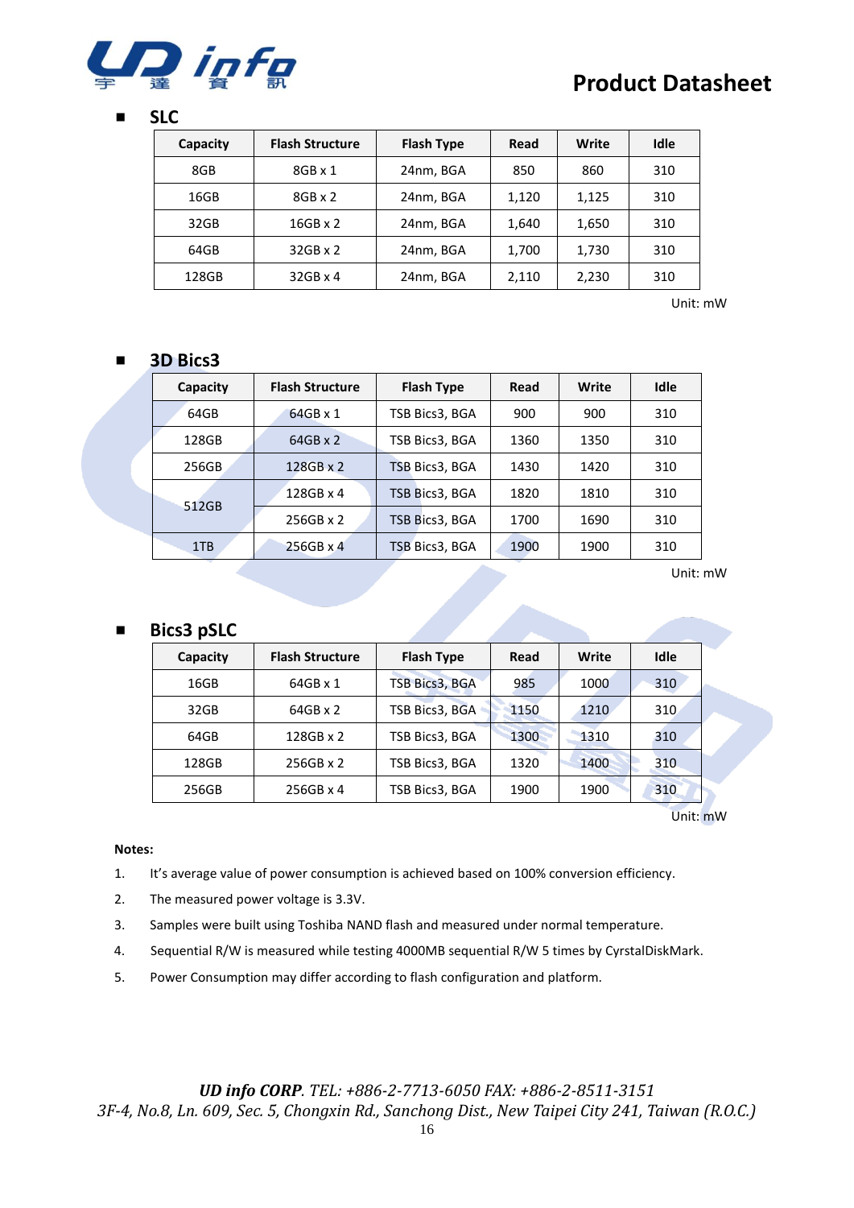- **SLC**

| Capacity | Flash Structure | Flash Type | Read | Write | Idle |
|---|---|---|---|---|---|
| 8GB | 8GB x 1 | 24nm, BGA | 850 | 860 | 310 |
| 16GB | 8GB x 2 | 24nm, BGA | 1,120 | 1,125 | 310 |
| 32GB | 16GB x 2 | 24nm, BGA | 1,640 | 1,650 | 310 |
| 64GB | 32GB x 2 | 24nm, BGA | 1,700 | 1,730 | 310 |
| 128GB | 32GB x 4 | 24nm, BGA | 2,110 | 2,230 | 310 |

Unit: mW

- **3D Bics3**

| Capacity | Flash Structure | Flash Type | Read | Write | Idle |
|---|---|---|---|---|---|
| 64GB | 64GB x 1 | TSB Bics3, BGA | 900 | 900 | 310 |
| 128GB | 64GB x 2 | TSB Bics3, BGA | 1360 | 1350 | 310 |
| 256GB | 128GB x 2 | TSB Bics3, BGA | 1430 | 1420 | 310 |
| 512GB | 128GB x 4 | TSB Bics3, BGA | 1820 | 1810 | 310 |
| | 256GB x 2 | TSB Bics3, BGA | 1700 | 1690 | 310 |
| 1TB | 256GB x 4 | TSB Bics3, BGA | 1900 | 1900 | 310 |

Unit: mW

- **Bics3 pSLC**

| Capacity | Flash Structure | Flash Type | Read | Write | Idle |
|---|---|---|---|---|---|
| 16GB | 64GB x 1 | TSB Bics3, BGA | 985 | 1000 | 310 |
| 32GB | 64GB x 2 | TSB Bics3, BGA | 1150 | 1210 | 310 |
| 64GB | 128GB x 2 | TSB Bics3, BGA | 1300 | 1310 | 310 |
| 128GB | 256GB x 2 | TSB Bics3, BGA | 1320 | 1400 | 310 |
| 256GB | 256GB x 4 | TSB Bics3, BGA | 1900 | 1900 | 310 |

Unit: mW

**Notes:**

1. It's average value of power consumption is achieved based on 100% conversion efficiency.
2. The measured power voltage is 3.3V.
3. Samples were built using Toshiba NAND flash and measured under normal temperature.
4. Sequential R/W is measured while testing 4000MB sequential R/W 5 times by CyrstalDiskMark.
5. Power Consumption may differ according to flash configuration and platform.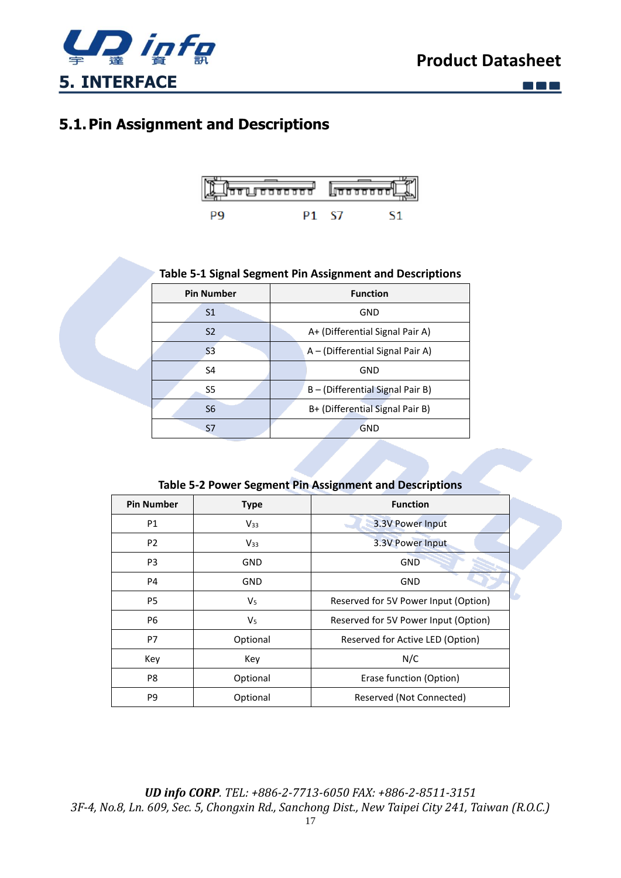## 5. INTERFACE

### 5.1. Pin Assignment and Descriptions

P9 P1 S7 S1

**Table 5-1 Signal Segment Pin Assignment and Descriptions**

| Pin Number | Function |
|---|---|
| S1 | GND |
| S2 | A+ (Differential Signal Pair A) |
| S3 | A – (Differential Signal Pair A) |
| S4 | GND |
| S5 | B – (Differential Signal Pair B) |
| S6 | B+ (Differential Signal Pair B) |
| S7 | GND |

**Table 5-2 Power Segment Pin Assignment and Descriptions**

| Pin Number | Type | Function |
|---|---|---|
| P1 | $V_{33}$ | 3.3V Power Input |
| P2 | $V_{33}$ | 3.3V Power Input |
| P3 | GND | GND |
| P4 | GND | GND |
| P5 | $V_5$ | Reserved for 5V Power Input (Option) |
| P6 | $V_5$ | Reserved for 5V Power Input (Option) |
| P7 | Optional | Reserved for Active LED (Option) |
| Key | Key | N/C |
| P8 | Optional | Erase function (Option) |
| P9 | Optional | Reserved (Not Connected) |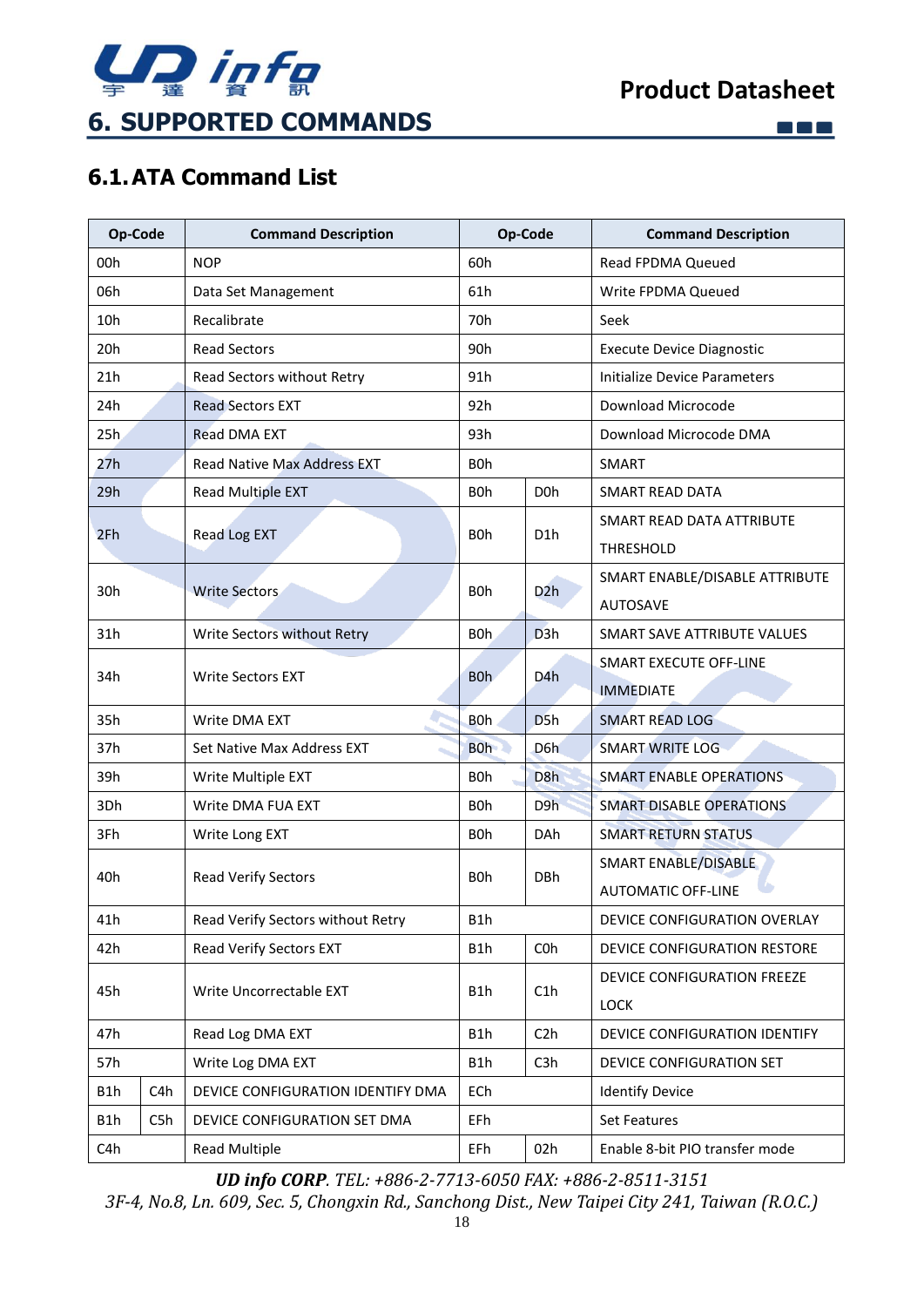# 6. SUPPORTED COMMANDS

## 6.1. ATA Command List

| Op-Code | | Command Description | Op-Code | | Command Description |
|---|---|---|---|---|---|
| 00h | | NOP | 60h | | Read FPDMA Queued |
| 06h | | Data Set Management | 61h | | Write FPDMA Queued |
| 10h | | Recalibrate | 70h | | Seek |
| 20h | | Read Sectors | 90h | | Execute Device Diagnostic |
| 21h | | Read Sectors without Retry | 91h | | Initialize Device Parameters |
| 24h | | Read Sectors EXT | 92h | | Download Microcode |
| 25h | | Read DMA EXT | 93h | | Download Microcode DMA |
| 27h | | Read Native Max Address EXT | B0h | | SMART |
| 29h | | Read Multiple EXT | B0h | D0h | SMART READ DATA |
| 2Fh | | Read Log EXT | B0h | D1h | SMART READ DATA ATTRIBUTE THRESHOLD |
| 30h | | Write Sectors | B0h | D2h | SMART ENABLE/DISABLE ATTRIBUTE AUTOSAVE |
| 31h | | Write Sectors without Retry | B0h | D3h | SMART SAVE ATTRIBUTE VALUES |
| 34h | | Write Sectors EXT | B0h | D4h | SMART EXECUTE OFF-LINE IMMEDIATE |
| 35h | | Write DMA EXT | B0h | D5h | SMART READ LOG |
| 37h | | Set Native Max Address EXT | B0h | D6h | SMART WRITE LOG |
| 39h | | Write Multiple EXT | B0h | D8h | SMART ENABLE OPERATIONS |
| 3Dh | | Write DMA FUA EXT | B0h | D9h | SMART DISABLE OPERATIONS |
| 3Fh | | Write Long EXT | B0h | DAh | SMART RETURN STATUS |
| 40h | | Read Verify Sectors | B0h | DBh | SMART ENABLE/DISABLE AUTOMATIC OFF-LINE |
| 41h | | Read Verify Sectors without Retry | B1h | | DEVICE CONFIGURATION OVERLAY |
| 42h | | Read Verify Sectors EXT | B1h | C0h | DEVICE CONFIGURATION RESTORE |
| 45h | | Write Uncorrectable EXT | B1h | C1h | DEVICE CONFIGURATION FREEZE LOCK |
| 47h | | Read Log DMA EXT | B1h | C2h | DEVICE CONFIGURATION IDENTIFY |
| 57h | | Write Log DMA EXT | B1h | C3h | DEVICE CONFIGURATION SET |
| B1h | C4h | DEVICE CONFIGURATION IDENTIFY DMA | ECh | | Identify Device |
| B1h | C5h | DEVICE CONFIGURATION SET DMA | EFh | | Set Features |
| C4h | | Read Multiple | EFh | 02h | Enable 8-bit PIO transfer mode |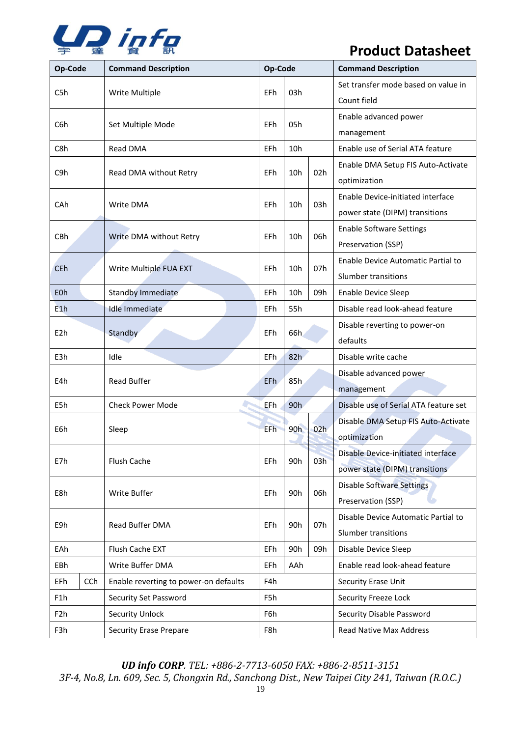| Op-Code | | Command Description | Op-Code | | | Command Description |
|---|---|---|---|---|---|---|
| C5h | | Write Multiple | EFh | 03h | | Set transfer mode based on value in Count field |
| C6h | | Set Multiple Mode | EFh | 05h | | Enable advanced power management |
| C8h | | Read DMA | EFh | 10h | | Enable use of Serial ATA feature |
| C9h | | Read DMA without Retry | EFh | 10h | 02h | Enable DMA Setup FIS Auto-Activate optimization |
| CAh | | Write DMA | EFh | 10h | 03h | Enable Device-initiated interface power state (DIPM) transitions |
| CBh | | Write DMA without Retry | EFh | 10h | 06h | Enable Software Settings Preservation (SSP) |
| CEh | | Write Multiple FUA EXT | EFh | 10h | 07h | Enable Device Automatic Partial to Slumber transitions |
| E0h | | Standby Immediate | EFh | 10h | 09h | Enable Device Sleep |
| E1h | | Idle Immediate | EFh | 55h | | Disable read look-ahead feature |
| E2h | | Standby | EFh | 66h | | Disable reverting to power-on defaults |
| E3h | | Idle | EFh | 82h | | Disable write cache |
| E4h | | Read Buffer | EFh | 85h | | Disable advanced power management |
| E5h | | Check Power Mode | EFh | 90h | | Disable use of Serial ATA feature set |
| E6h | | Sleep | EFh | 90h | 02h | Disable DMA Setup FIS Auto-Activate optimization |
| E7h | | Flush Cache | EFh | 90h | 03h | Disable Device-initiated interface power state (DIPM) transitions |
| E8h | | Write Buffer | EFh | 90h | 06h | Disable Software Settings Preservation (SSP) |
| E9h | | Read Buffer DMA | EFh | 90h | 07h | Disable Device Automatic Partial to Slumber transitions |
| EAh | | Flush Cache EXT | EFh | 90h | 09h | Disable Device Sleep |
| EBh | | Write Buffer DMA | EFh | AAh | | Enable read look-ahead feature |
| EFh | CCh | Enable reverting to power-on defaults | F4h | | | Security Erase Unit |
| F1h | | Security Set Password | F5h | | | Security Freeze Lock |
| F2h | | Security Unlock | F6h | | | Security Disable Password |
| F3h | | Security Erase Prepare | F8h | | | Read Native Max Address |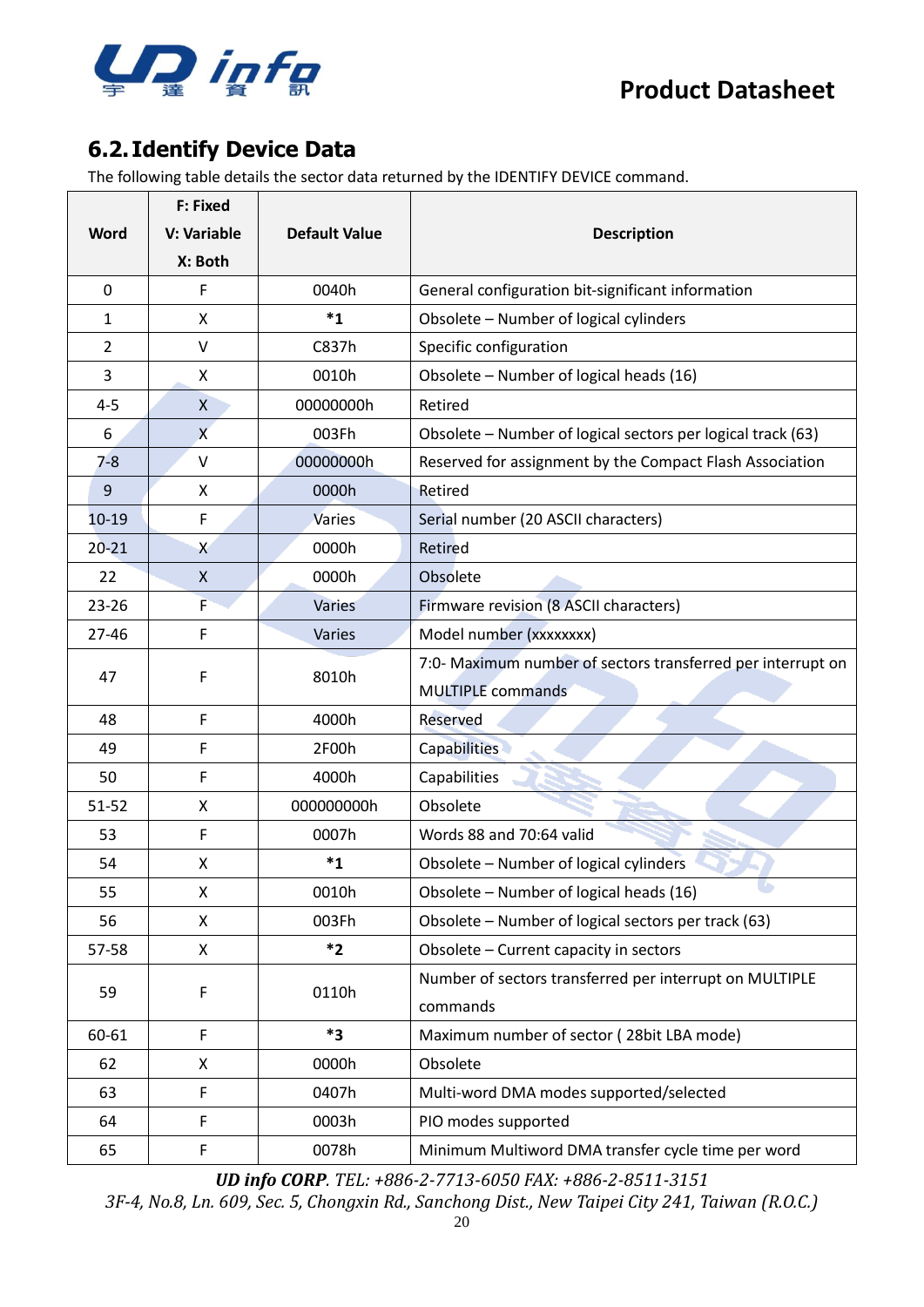## 6.2. Identify Device Data

The following table details the sector data returned by the IDENTIFY DEVICE command.

| Word | F: Fixed<br>V: Variable<br>X: Both | Default Value | Description |
|---|---|---|---|
| 0 | F | 0040h | General configuration bit-significant information |
| 1 | X | *1 | Obsolete – Number of logical cylinders |
| 2 | V | C837h | Specific configuration |
| 3 | X | 0010h | Obsolete – Number of logical heads (16) |
| 4-5 | X | 00000000h | Retired |
| 6 | X | 003Fh | Obsolete – Number of logical sectors per logical track (63) |
| 7-8 | V | 00000000h | Reserved for assignment by the Compact Flash Association |
| 9 | X | 0000h | Retired |
| 10-19 | F | Varies | Serial number (20 ASCII characters) |
| 20-21 | X | 0000h | Retired |
| 22 | X | 0000h | Obsolete |
| 23-26 | F | Varies | Firmware revision (8 ASCII characters) |
| 27-46 | F | Varies | Model number (xxxxxxxx) |
| 47 | F | 8010h | 7:0- Maximum number of sectors transferred per interrupt on MULTIPLE commands |
| 48 | F | 4000h | Reserved |
| 49 | F | 2F00h | Capabilities |
| 50 | F | 4000h | Capabilities |
| 51-52 | X | 000000000h | Obsolete |
| 53 | F | 0007h | Words 88 and 70:64 valid |
| 54 | X | *1 | Obsolete – Number of logical cylinders |
| 55 | X | 0010h | Obsolete – Number of logical heads (16) |
| 56 | X | 003Fh | Obsolete – Number of logical sectors per track (63) |
| 57-58 | X | *2 | Obsolete – Current capacity in sectors |
| 59 | F | 0110h | Number of sectors transferred per interrupt on MULTIPLE commands |
| 60-61 | F | *3 | Maximum number of sector ( 28bit LBA mode) |
| 62 | X | 0000h | Obsolete |
| 63 | F | 0407h | Multi-word DMA modes supported/selected |
| 64 | F | 0003h | PIO modes supported |
| 65 | F | 0078h | Minimum Multiword DMA transfer cycle time per word |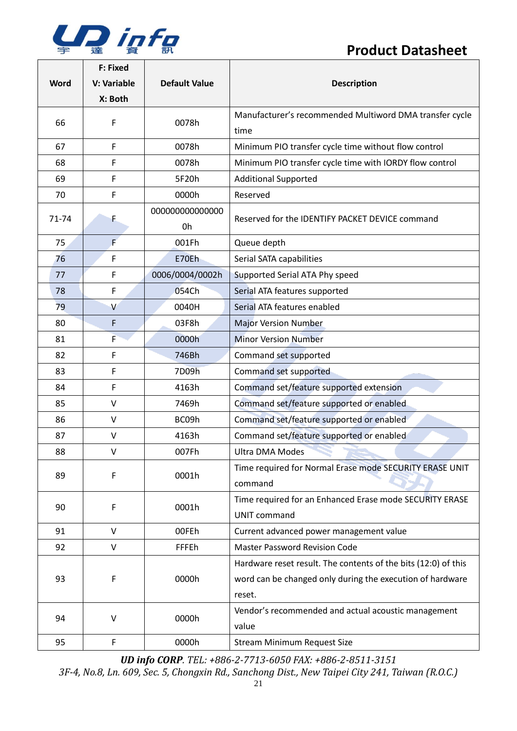| Word | F: Fixed<br>V: Variable<br>X: Both | Default Value | Description |
|---|---|---|---|
| 66 | F | 0078h | Manufacturer's recommended Multiword DMA transfer cycle time |
| 67 | F | 0078h | Minimum PIO transfer cycle time without flow control |
| 68 | F | 0078h | Minimum PIO transfer cycle time with IORDY flow control |
| 69 | F | 5F20h | Additional Supported |
| 70 | F | 0000h | Reserved |
| 71-74 | F | 0000000000000000h | Reserved for the IDENTIFY PACKET DEVICE command |
| 75 | F | 001Fh | Queue depth |
| 76 | F | E70Eh | Serial SATA capabilities |
| 77 | F | 0006/0004/0002h | Supported Serial ATA Phy speed |
| 78 | F | 054Ch | Serial ATA features supported |
| 79 | V | 0040H | Serial ATA features enabled |
| 80 | F | 03F8h | Major Version Number |
| 81 | F | 0000h | Minor Version Number |
| 82 | F | 746Bh | Command set supported |
| 83 | F | 7D09h | Command set supported |
| 84 | F | 4163h | Command set/feature supported extension |
| 85 | V | 7469h | Command set/feature supported or enabled |
| 86 | V | BC09h | Command set/feature supported or enabled |
| 87 | V | 4163h | Command set/feature supported or enabled |
| 88 | V | 007Fh | Ultra DMA Modes |
| 89 | F | 0001h | Time required for Normal Erase mode SECURITY ERASE UNIT command |
| 90 | F | 0001h | Time required for an Enhanced Erase mode SECURITY ERASE UNIT command |
| 91 | V | 00FEh | Current advanced power management value |
| 92 | V | FFFEh | Master Password Revision Code |
| 93 | F | 0000h | Hardware reset result. The contents of the bits (12:0) of this word can be changed only during the execution of hardware reset. |
| 94 | V | 0000h | Vendor's recommended and actual acoustic management value |
| 95 | F | 0000h | Stream Minimum Request Size |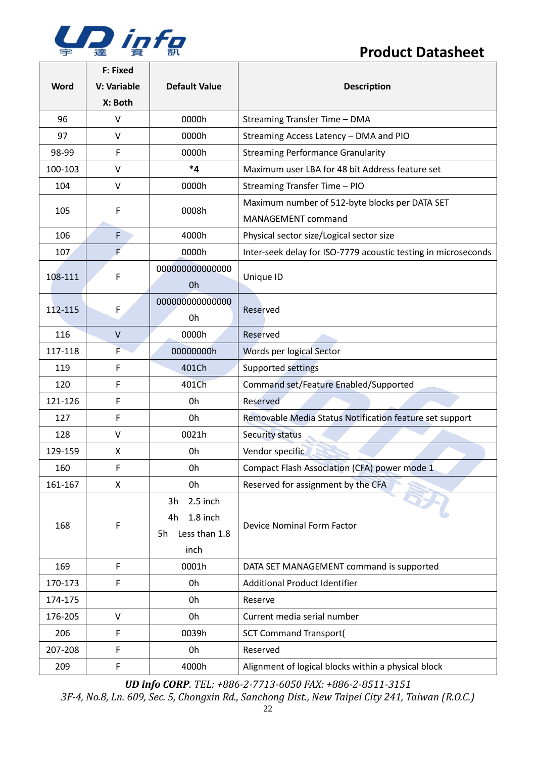| Word | F: Fixed<br>V: Variable<br>X: Both | Default Value | Description |
|---|---|---|---|
| 96 | V | 0000h | Streaming Transfer Time – DMA |
| 97 | V | 0000h | Streaming Access Latency – DMA and PIO |
| 98-99 | F | 0000h | Streaming Performance Granularity |
| 100-103 | V | *4 | Maximum user LBA for 48 bit Address feature set |
| 104 | V | 0000h | Streaming Transfer Time – PIO |
| 105 | F | 0008h | Maximum number of 512-byte blocks per DATA SET MANAGEMENT command |
| 106 | F | 4000h | Physical sector size/Logical sector size |
| 107 | F | 0000h | Inter-seek delay for ISO-7779 acoustic testing in microseconds |
| 108-111 | F | 0000000000000000h | Unique ID |
| 112-115 | F | 0000000000000000h | Reserved |
| 116 | V | 0000h | Reserved |
| 117-118 | F | 00000000h | Words per logical Sector |
| 119 | F | 401Ch | Supported settings |
| 120 | F | 401Ch | Command set/Feature Enabled/Supported |
| 121-126 | F | 0h | Reserved |
| 127 | F | 0h | Removable Media Status Notification feature set support |
| 128 | V | 0021h | Security status |
| 129-159 | X | 0h | Vendor specific |
| 160 | F | 0h | Compact Flash Association (CFA) power mode 1 |
| 161-167 | X | 0h | Reserved for assignment by the CFA |
| 168 | F | 3h 2.5 inch<br>4h 1.8 inch<br>5h Less than 1.8 inch | Device Nominal Form Factor |
| 169 | F | 0001h | DATA SET MANAGEMENT command is supported |
| 170-173 | F | 0h | Additional Product Identifier |
| 174-175 | | 0h | Reserve |
| 176-205 | V | 0h | Current media serial number |
| 206 | F | 0039h | SCT Command Transport( |
| 207-208 | F | 0h | Reserved |
| 209 | F | 4000h | Alignment of logical blocks within a physical block |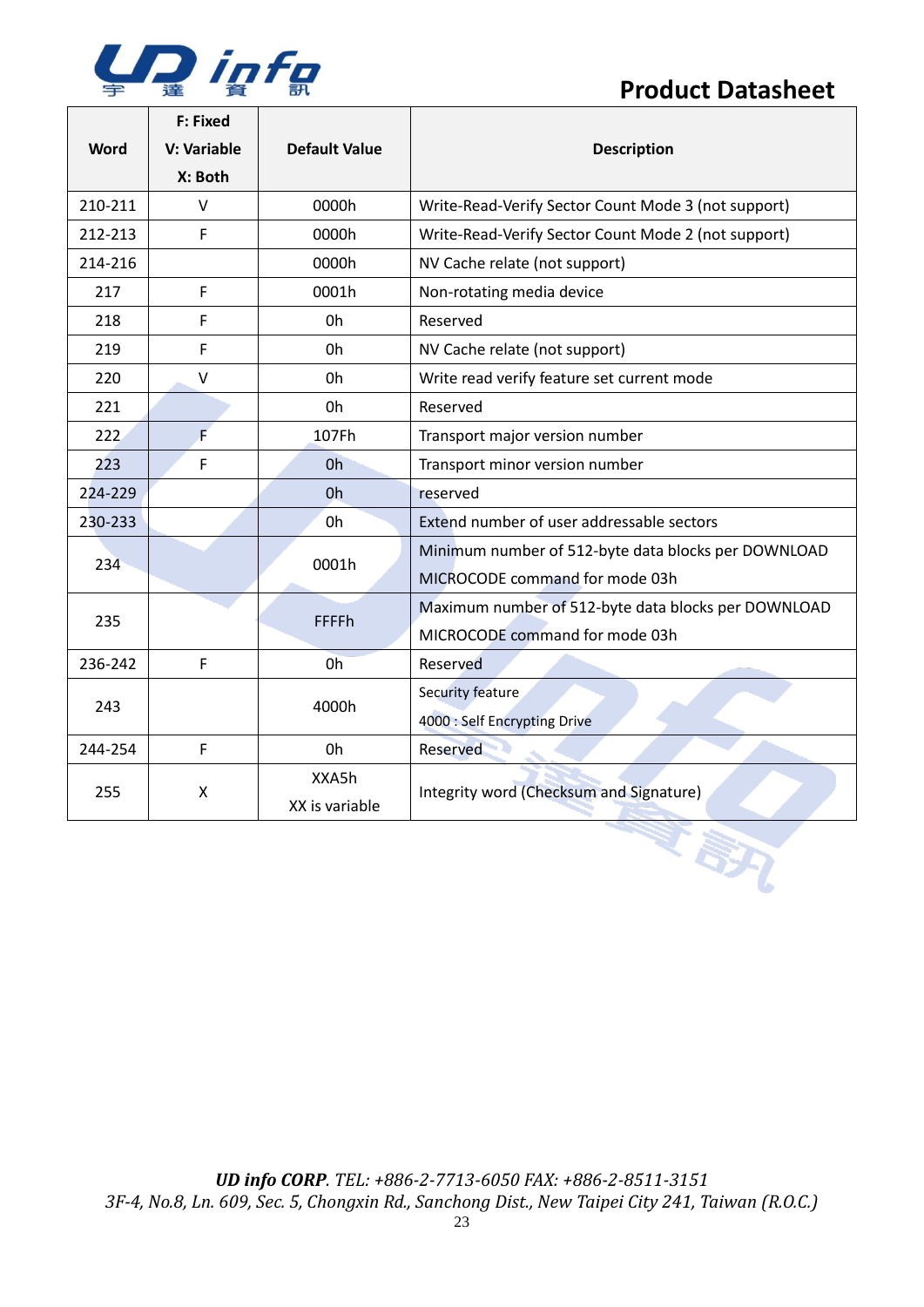| Word | F: Fixed V: Variable X: Both | Default Value | Description |
|---|---|---|---|
| 210-211 | V | 0000h | Write-Read-Verify Sector Count Mode 3 (not support) |
| 212-213 | F | 0000h | Write-Read-Verify Sector Count Mode 2 (not support) |
| 214-216 | | 0000h | NV Cache relate (not support) |
| 217 | F | 0001h | Non-rotating media device |
| 218 | F | 0h | Reserved |
| 219 | F | 0h | NV Cache relate (not support) |
| 220 | V | 0h | Write read verify feature set current mode |
| 221 | | 0h | Reserved |
| 222 | F | 107Fh | Transport major version number |
| 223 | F | 0h | Transport minor version number |
| 224-229 | | 0h | reserved |
| 230-233 | | 0h | Extend number of user addressable sectors |
| 234 | | 0001h | Minimum number of 512-byte data blocks per DOWNLOAD MICROCODE command for mode 03h |
| 235 | | FFFFh | Maximum number of 512-byte data blocks per DOWNLOAD MICROCODE command for mode 03h |
| 236-242 | F | 0h | Reserved |
| 243 | | 4000h | Security feature<br>4000 : Self Encrypting Drive |
| 244-254 | F | 0h | Reserved |
| 255 | X | XXA5h<br>XX is variable | Integrity word (Checksum and Signature) |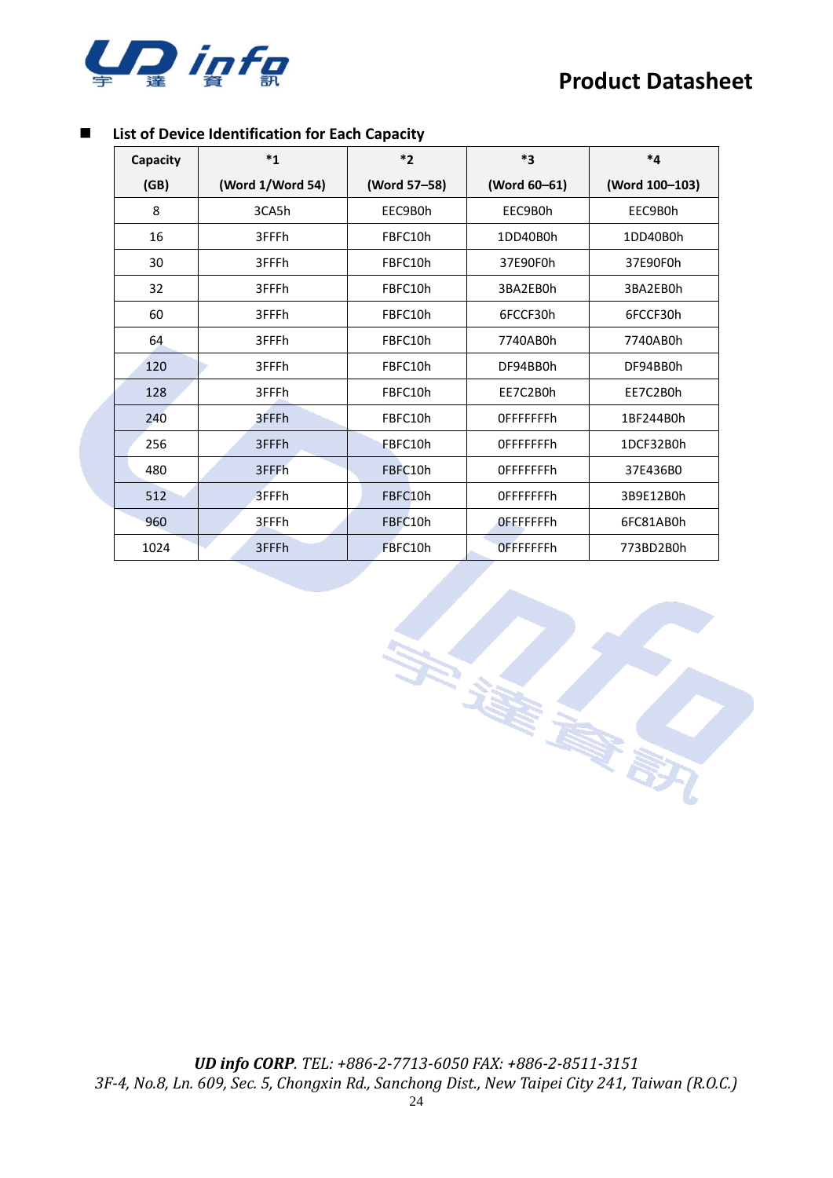- **List of Device Identification for Each Capacity**

| Capacity (GB) | *1 (Word 1/Word 54) | *2 (Word 57–58) | *3 (Word 60–61) | *4 (Word 100–103) |
|---|---|---|---|---|
| 8 | 3CA5h | EEC9B0h | EEC9B0h | EEC9B0h |
| 16 | 3FFFh | FBFC10h | 1DD40B0h | 1DD40B0h |
| 30 | 3FFFh | FBFC10h | 37E90F0h | 37E90F0h |
| 32 | 3FFFh | FBFC10h | 3BA2EB0h | 3BA2EB0h |
| 60 | 3FFFh | FBFC10h | 6FCCF30h | 6FCCF30h |
| 64 | 3FFFh | FBFC10h | 7740AB0h | 7740AB0h |
| 120 | 3FFFh | FBFC10h | DF94BB0h | DF94BB0h |
| 128 | 3FFFh | FBFC10h | EE7C2B0h | EE7C2B0h |
| 240 | 3FFFh | FBFC10h | 0FFFFFFFh | 1BF244B0h |
| 256 | 3FFFh | FBFC10h | 0FFFFFFFh | 1DCF32B0h |
| 480 | 3FFFh | FBFC10h | 0FFFFFFFh | 37E436B0 |
| 512 | 3FFFh | FBFC10h | 0FFFFFFFh | 3B9E12B0h |
| 960 | 3FFFh | FBFC10h | 0FFFFFFFh | 6FC81AB0h |
| 1024 | 3FFFh | FBFC10h | 0FFFFFFFh | 773BD2B0h |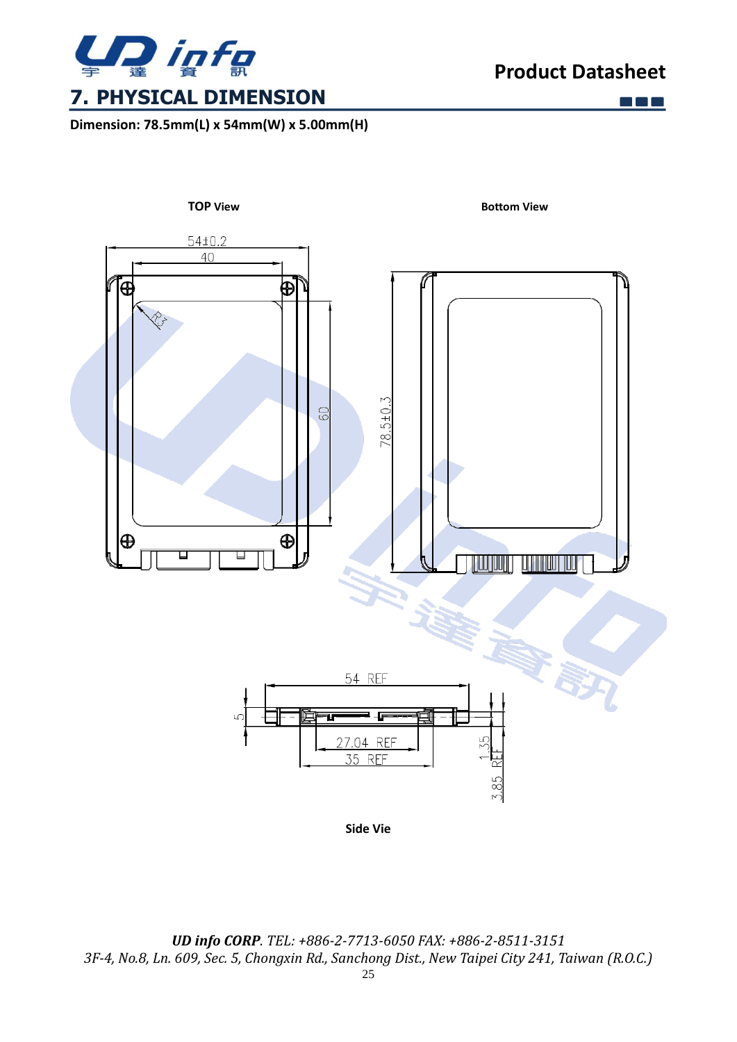## 7. PHYSICAL DIMENSION

**Dimension: 78.5mm(L) x 54mm(W) x 5.00mm(H)**

**TOP View**

**Bottom View**

54±0.2

40

R3

60

78.5±0.3

54 REF

5

27.04 REF

35 REF

1.35

3.85 REF

**Side Vie**

*UD info CORP*. TEL: +886-2-7713-6050 FAX: +886-2-8511-3151
3F-4, No.8, Ln. 609, Sec. 5, Chongxin Rd., Sanchong Dist., New Taipei City 241, Taiwan (R.O.C.)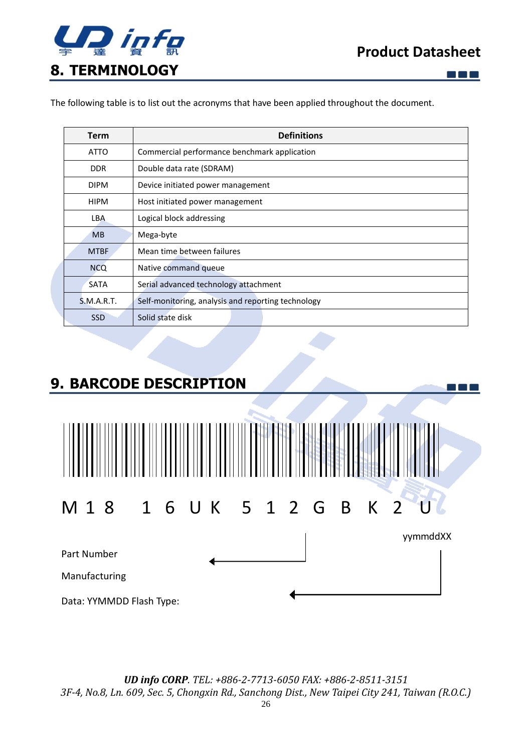# 8. TERMINOLOGY

The following table is to list out the acronyms that have been applied throughout the document.

| Term | Definitions |
|---|---|
| ATTO | Commercial performance benchmark application |
| DDR | Double data rate (SDRAM) |
| DIPM | Device initiated power management |
| HIPM | Host initiated power management |
| LBA | Logical block addressing |
| MB | Mega-byte |
| MTBF | Mean time between failures |
| NCQ | Native command queue |
| SATA | Serial advanced technology attachment |
| S.M.A.R.T. | Self-monitoring, analysis and reporting technology |
| SSD | Solid state disk |

# 9. BARCODE DESCRIPTION

M18 16UK 512GBK2U

yymmddXX

Part Number

Manufacturing

Data: YYMMDD Flash Type: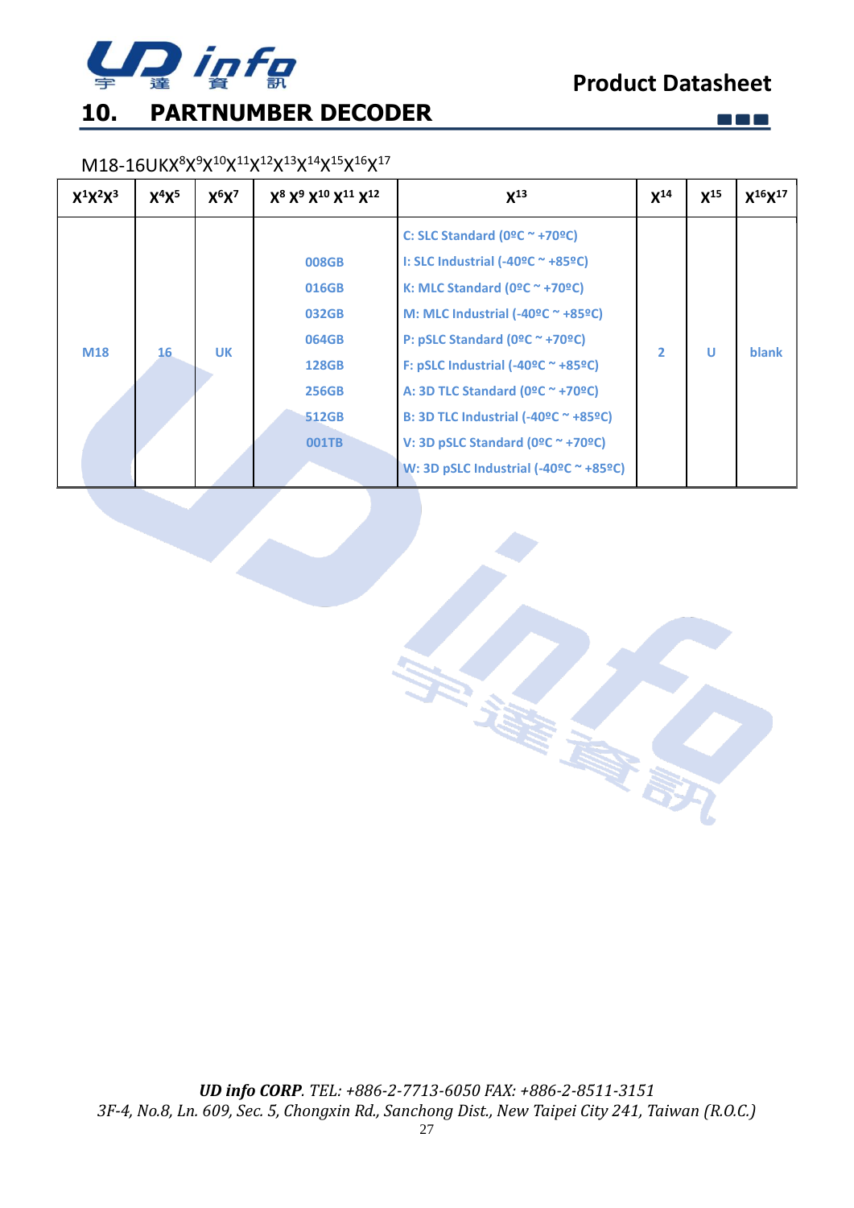## 10. PARTNUMBER DECODER

M18-16UK$X^8X^9X^{10}X^{11}X^{12}X^{13}X^{14}X^{15}X^{16}X^{17}$

| $X^1X^2X^3$ | $X^4X^5$ | $X^6X^7$ | $X^8X^9X^{10}X^{11}X^{12}$ | $X^{13}$ | $X^{14}$ | $X^{15}$ | $X^{16}X^{17}$ |
|---|---|---|---|---|---|---|---|
| M18 | 16 | UK | 008GB<br>016GB<br>032GB<br>064GB<br>128GB<br>256GB<br>512GB<br>001TB | C: SLC Standard (0ºC ~ +70ºC)<br>I: SLC Industrial (-40ºC ~ +85ºC)<br>K: MLC Standard (0ºC ~ +70ºC)<br>M: MLC Industrial (-40ºC ~ +85ºC)<br>P: pSLC Standard (0ºC ~ +70ºC)<br>F: pSLC Industrial (-40ºC ~ +85ºC)<br>A: 3D TLC Standard (0ºC ~ +70ºC)<br>B: 3D TLC Industrial (-40ºC ~ +85ºC)<br>V: 3D pSLC Standard (0ºC ~ +70ºC)<br>W: 3D pSLC Industrial (-40ºC ~ +85ºC) | 2 | U | blank |

***UD info CORP***. *TEL: +886-2-7713-6050 FAX: +886-2-8511-3151*
*3F-4, No.8, Ln. 609, Sec. 5, Chongxin Rd., Sanchong Dist., New Taipei City 241, Taiwan (R.O.C.)*